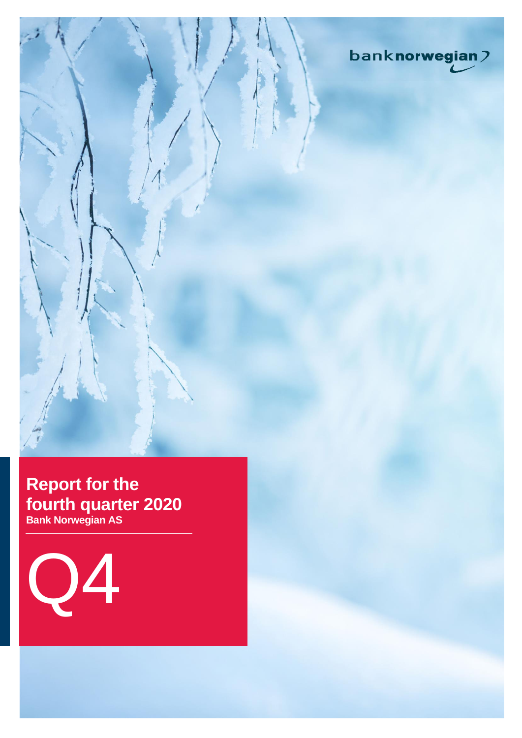banknorwegian

# Report for the fourth quarter 2020

**Bank Norwegian AS**

Q4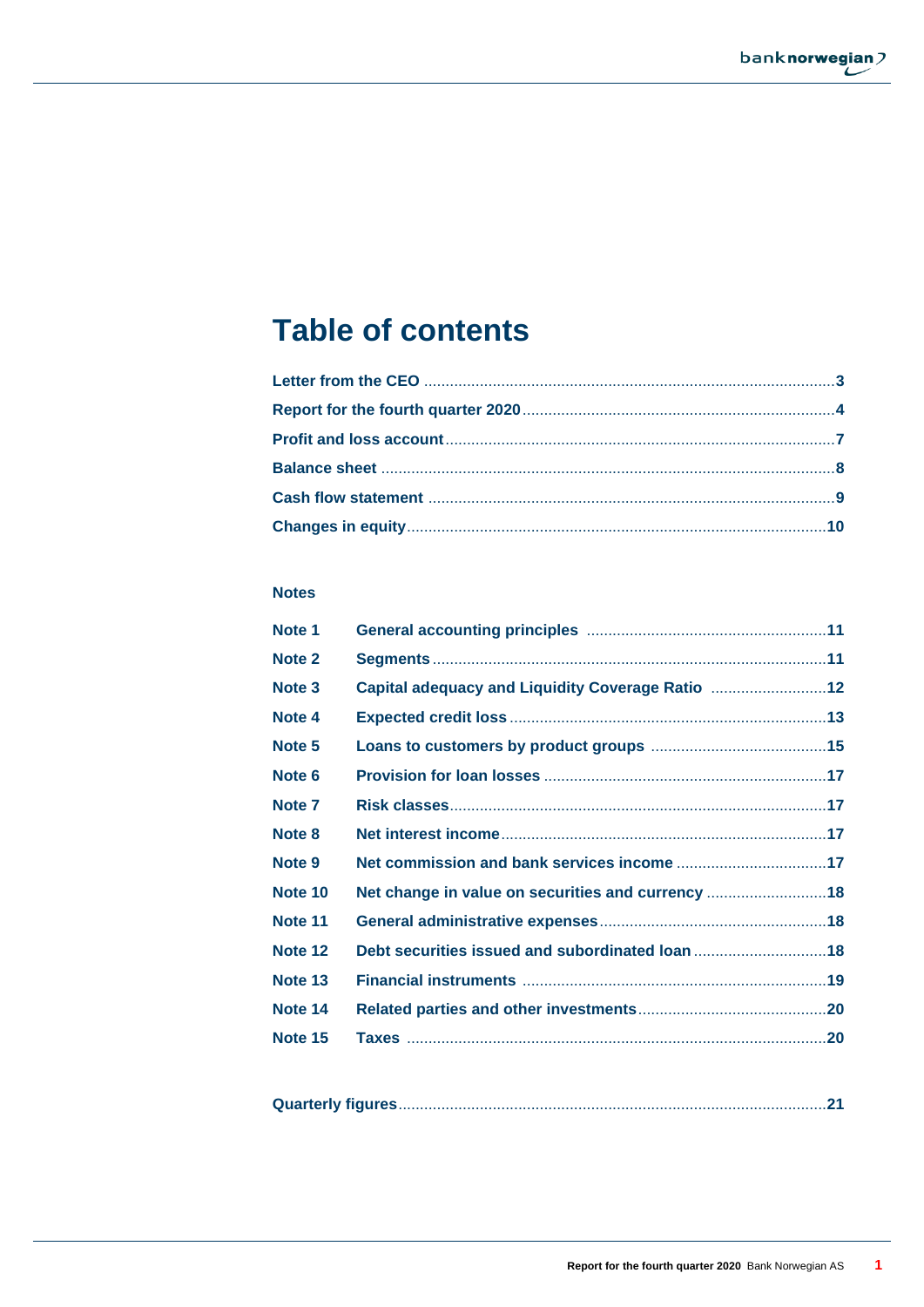# Table of contents

| | |
|---|---|
| **Letter from the CEO** | **3** |
| **Report for the fourth quarter 2020** | **4** |
| **Profit and loss account** | **7** |
| **Balance sheet** | **8** |
| **Cash flow statement** | **9** |
| **Changes in equity** | **10** |

**Notes**

| | | |
|---|---|---|
| **Note 1** | **General accounting principles** | **11** |
| **Note 2** | **Segments** | **11** |
| **Note 3** | **Capital adequacy and Liquidity Coverage Ratio** | **12** |
| **Note 4** | **Expected credit loss** | **13** |
| **Note 5** | **Loans to customers by product groups** | **15** |
| **Note 6** | **Provision for loan losses** | **17** |
| **Note 7** | **Risk classes** | **17** |
| **Note 8** | **Net interest income** | **17** |
| **Note 9** | **Net commission and bank services income** | **17** |
| **Note 10** | **Net change in value on securities and currency** | **18** |
| **Note 11** | **General administrative expenses** | **18** |
| **Note 12** | **Debt securities issued and subordinated loan** | **18** |
| **Note 13** | **Financial instruments** | **19** |
| **Note 14** | **Related parties and other investments** | **20** |
| **Note 15** | **Taxes** | **20** |

| | |
|---|---|
| **Quarterly figures** | **21** |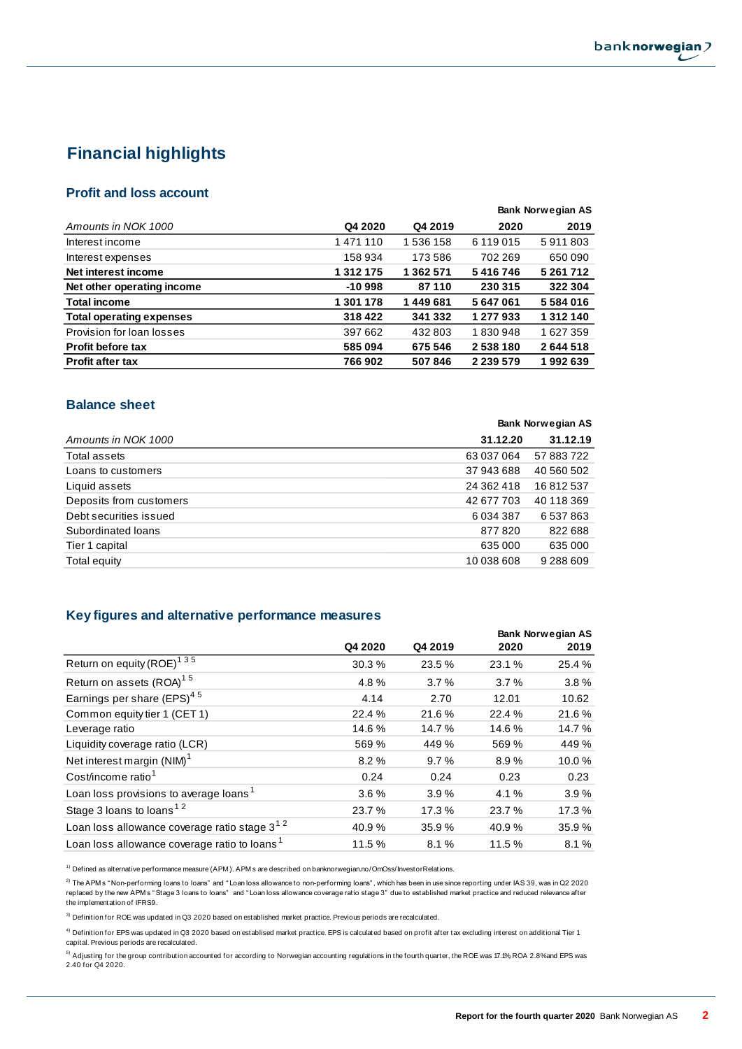# Financial highlights

## Profit and loss account

| Amounts in NOK 1000 | Q4 2020 | Q4 2019 | 2020 | 2019 |
|---|---|---|---|---|
| | | | | **Bank Norwegian AS** |
| Interest income | 1 471 110 | 1 536 158 | 6 119 015 | 5 911 803 |
| Interest expenses | 158 934 | 173 586 | 702 269 | 650 090 |
| **Net interest income** | **1 312 175** | **1 362 571** | **5 416 746** | **5 261 712** |
| **Net other operating income** | **-10 998** | **87 110** | **230 315** | **322 304** |
| **Total income** | **1 301 178** | **1 449 681** | **5 647 061** | **5 584 016** |
| **Total operating expenses** | **318 422** | **341 332** | **1 277 933** | **1 312 140** |
| Provision for loan losses | 397 662 | 432 803 | 1 830 948 | 1 627 359 |
| **Profit before tax** | **585 094** | **675 546** | **2 538 180** | **2 644 518** |
| **Profit after tax** | **766 902** | **507 846** | **2 239 579** | **1 992 639** |

## Balance sheet

| Amounts in NOK 1000 | 31.12.20 | 31.12.19 |
|---|---|---|
| | | **Bank Norwegian AS** |
| Total assets | 63 037 064 | 57 883 722 |
| Loans to customers | 37 943 688 | 40 560 502 |
| Liquid assets | 24 362 418 | 16 812 537 |
| Deposits from customers | 42 677 703 | 40 118 369 |
| Debt securities issued | 6 034 387 | 6 537 863 |
| Subordinated loans | 877 820 | 822 688 |
| Tier 1 capital | 635 000 | 635 000 |
| Total equity | 10 038 608 | 9 288 609 |

## Key figures and alternative performance measures

| | Q4 2020 | Q4 2019 | 2020 | 2019 |
|---|---|---|---|---|
| | | | | **Bank Norwegian AS** |
| Return on equity (ROE)[1 3 5] | 30.3 % | 23.5 % | 23.1 % | 25.4 % |
| Return on assets (ROA)[1 5] | 4.8 % | 3.7 % | 3.7 % | 3.8 % |
| Earnings per share (EPS)[4 5] | 4.14 | 2.70 | 12.01 | 10.62 |
| Common equity tier 1 (CET 1) | 22.4 % | 21.6 % | 22.4 % | 21.6 % |
| Leverage ratio | 14.6 % | 14.7 % | 14.6 % | 14.7 % |
| Liquidity coverage ratio (LCR) | 569 % | 449 % | 569 % | 449 % |
| Net interest margin (NIM)[1] | 8.2 % | 9.7 % | 8.9 % | 10.0 % |
| Cost/income ratio[1] | 0.24 | 0.24 | 0.23 | 0.23 |
| Loan loss provisions to average loans[1] | 3.6 % | 3.9 % | 4.1 % | 3.9 % |
| Stage 3 loans to loans[1 2] | 23.7 % | 17.3 % | 23.7 % | 17.3 % |
| Loan loss allowance coverage ratio stage 3[1 2] | 40.9 % | 35.9 % | 40.9 % | 35.9 % |
| Loan loss allowance coverage ratio to loans[1] | 11.5 % | 8.1 % | 11.5 % | 8.1 % |

[1] Defined as alternative performance measure (APM). APMs are described on banknorwegian.no/OmOss/InvestorRelations.

[2] The APMs "Non-performing loans to loans" and "Loan loss allowance to non-performing loans", which has been in use since reporting under IAS 39, was in Q2 2020 replaced by the new APMs "Stage 3 loans to loans" and "Loan loss allowance coverage ratio stage 3" due to established market practice and reduced relevance after the implementation of IFRS9.

[3] Definition for ROE was updated in Q3 2020 based on established market practice. Previous periods are recalculated.

[4] Definition for EPS was updated in Q3 2020 based on establised market practice. EPS is calculated based on profit after tax excluding interest on additional Tier 1 capital. Previous periods are recalculated.

[5] Adjusting for the group contribution accounted for according to Norwegian accounting regulations in the fourth quarter, the ROE was 17.1%, ROA 2.8% and EPS was 2.40 for Q4 2020.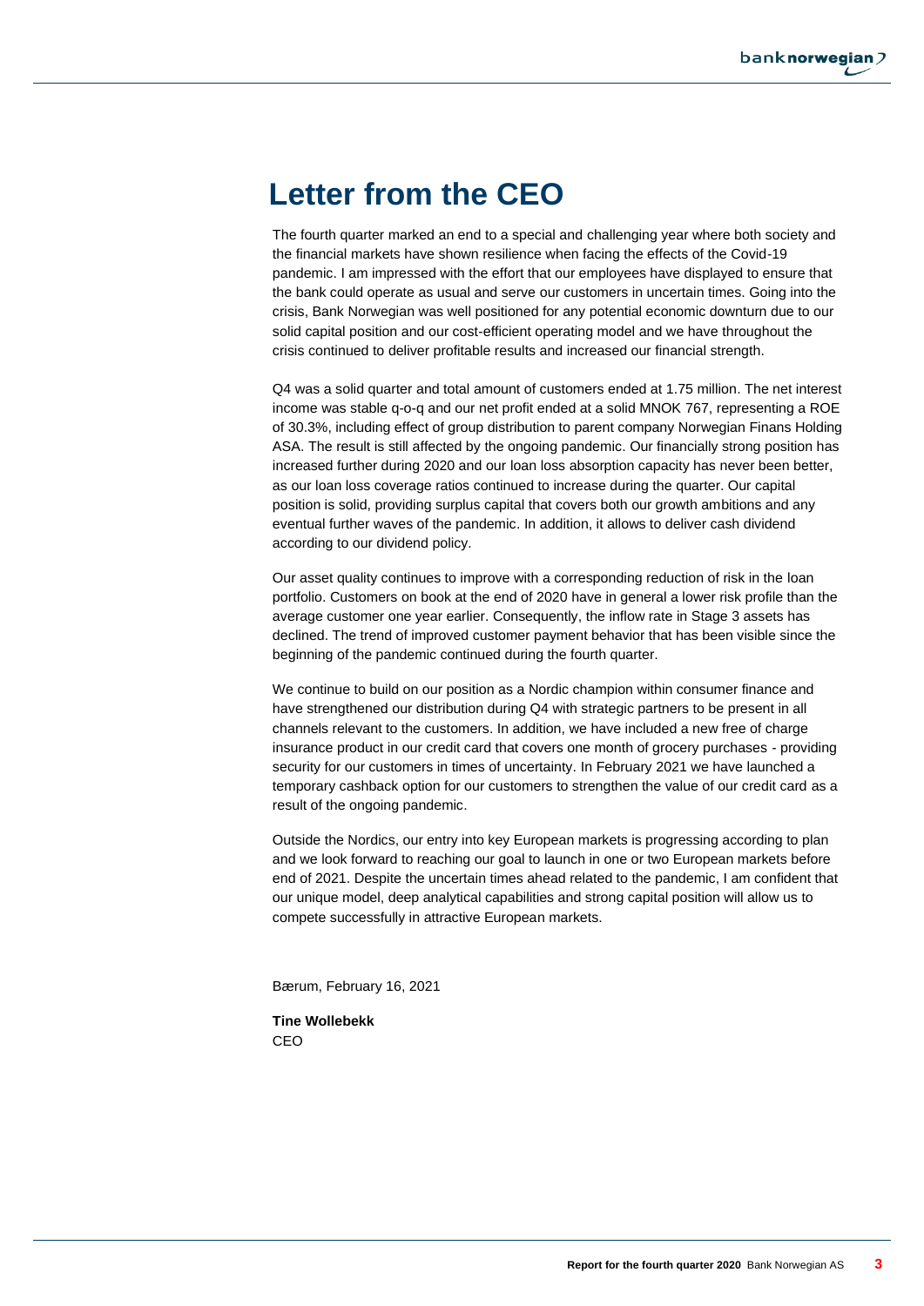# Letter from the CEO

The fourth quarter marked an end to a special and challenging year where both society and the financial markets have shown resilience when facing the effects of the Covid-19 pandemic. I am impressed with the effort that our employees have displayed to ensure that the bank could operate as usual and serve our customers in uncertain times. Going into the crisis, Bank Norwegian was well positioned for any potential economic downturn due to our solid capital position and our cost-efficient operating model and we have throughout the crisis continued to deliver profitable results and increased our financial strength.

Q4 was a solid quarter and total amount of customers ended at 1.75 million. The net interest income was stable q-o-q and our net profit ended at a solid MNOK 767, representing a ROE of 30.3%, including effect of group distribution to parent company Norwegian Finans Holding ASA. The result is still affected by the ongoing pandemic. Our financially strong position has increased further during 2020 and our loan loss absorption capacity has never been better, as our loan loss coverage ratios continued to increase during the quarter. Our capital position is solid, providing surplus capital that covers both our growth ambitions and any eventual further waves of the pandemic. In addition, it allows to deliver cash dividend according to our dividend policy.

Our asset quality continues to improve with a corresponding reduction of risk in the loan portfolio. Customers on book at the end of 2020 have in general a lower risk profile than the average customer one year earlier. Consequently, the inflow rate in Stage 3 assets has declined. The trend of improved customer payment behavior that has been visible since the beginning of the pandemic continued during the fourth quarter.

We continue to build on our position as a Nordic champion within consumer finance and have strengthened our distribution during Q4 with strategic partners to be present in all channels relevant to the customers. In addition, we have included a new free of charge insurance product in our credit card that covers one month of grocery purchases - providing security for our customers in times of uncertainty. In February 2021 we have launched a temporary cashback option for our customers to strengthen the value of our credit card as a result of the ongoing pandemic.

Outside the Nordics, our entry into key European markets is progressing according to plan and we look forward to reaching our goal to launch in one or two European markets before end of 2021. Despite the uncertain times ahead related to the pandemic, I am confident that our unique model, deep analytical capabilities and strong capital position will allow us to compete successfully in attractive European markets.

Bærum, February 16, 2021

**Tine Wollebekk**
CEO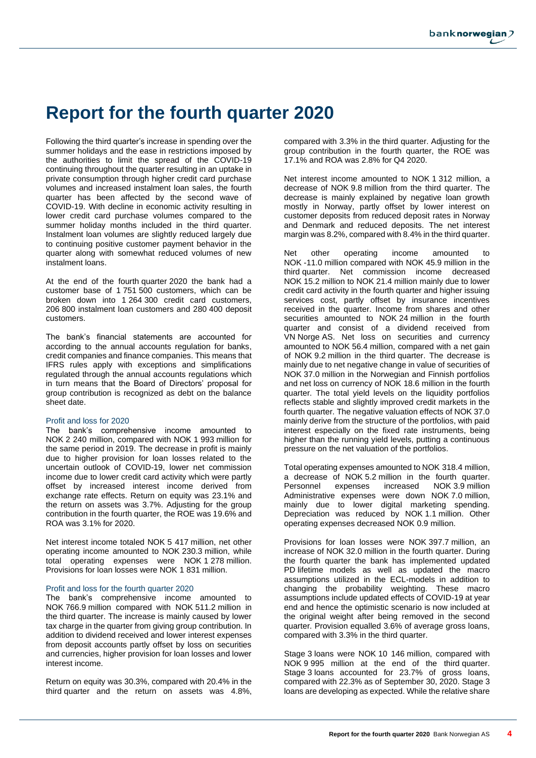# Report for the fourth quarter 2020

Following the third quarter's increase in spending over the summer holidays and the ease in restrictions imposed by the authorities to limit the spread of the COVID-19 continuing throughout the quarter resulting in an uptake in private consumption through higher credit card purchase volumes and increased instalment loan sales, the fourth quarter has been affected by the second wave of COVID-19. With decline in economic activity resulting in lower credit card purchase volumes compared to the summer holiday months included in the third quarter. Instalment loan volumes are slightly reduced largely due to continuing positive customer payment behavior in the quarter along with somewhat reduced volumes of new instalment loans.

At the end of the fourth quarter 2020 the bank had a customer base of 1 751 500 customers, which can be broken down into 1 264 300 credit card customers, 206 800 instalment loan customers and 280 400 deposit customers.

The bank's financial statements are accounted for according to the annual accounts regulation for banks, credit companies and finance companies. This means that IFRS rules apply with exceptions and simplifications regulated through the annual accounts regulations which in turn means that the Board of Directors' proposal for group contribution is recognized as debt on the balance sheet date.

## Profit and loss for 2020

The bank's comprehensive income amounted to NOK 2 240 million, compared with NOK 1 993 million for the same period in 2019. The decrease in profit is mainly due to higher provision for loan losses related to the uncertain outlook of COVID-19, lower net commission income due to lower credit card activity which were partly offset by increased interest income derived from exchange rate effects. Return on equity was 23.1% and the return on assets was 3.7%. Adjusting for the group contribution in the fourth quarter, the ROE was 19.6% and ROA was 3.1% for 2020.

Net interest income totaled NOK 5 417 million, net other operating income amounted to NOK 230.3 million, while total operating expenses were NOK 1 278 million. Provisions for loan losses were NOK 1 831 million.

## Profit and loss for the fourth quarter 2020

The bank's comprehensive income amounted to NOK 766.9 million compared with NOK 511.2 million in the third quarter. The increase is mainly caused by lower tax charge in the quarter from giving group contribution. In addition to dividend received and lower interest expenses from deposit accounts partly offset by loss on securities and currencies, higher provision for loan losses and lower interest income.

Return on equity was 30.3%, compared with 20.4% in the third quarter and the return on assets was 4.8%, compared with 3.3% in the third quarter. Adjusting for the group contribution in the fourth quarter, the ROE was 17.1% and ROA was 2.8% for Q4 2020.

Net interest income amounted to NOK 1 312 million, a decrease of NOK 9.8 million from the third quarter. The decrease is mainly explained by negative loan growth mostly in Norway, partly offset by lower interest on customer deposits from reduced deposit rates in Norway and Denmark and reduced deposits. The net interest margin was 8.2%, compared with 8.4% in the third quarter.

Net other operating income amounted to NOK -11.0 million compared with NOK 45.9 million in the third quarter. Net commission income decreased NOK 15.2 million to NOK 21.4 million mainly due to lower credit card activity in the fourth quarter and higher issuing services cost, partly offset by insurance incentives received in the quarter. Income from shares and other securities amounted to NOK 24 million in the fourth quarter and consist of a dividend received from VN Norge AS. Net loss on securities and currency amounted to NOK 56.4 million, compared with a net gain of NOK 9.2 million in the third quarter. The decrease is mainly due to net negative change in value of securities of NOK 37.0 million in the Norwegian and Finnish portfolios and net loss on currency of NOK 18.6 million in the fourth quarter. The total yield levels on the liquidity portfolios reflects stable and slightly improved credit markets in the fourth quarter. The negative valuation effects of NOK 37.0 mainly derive from the structure of the portfolios, with paid interest especially on the fixed rate instruments, being higher than the running yield levels, putting a continuous pressure on the net valuation of the portfolios.

Total operating expenses amounted to NOK 318.4 million, a decrease of NOK 5.2 million in the fourth quarter. Personnel expenses increased NOK 3.9 million Administrative expenses were down NOK 7.0 million, mainly due to lower digital marketing spending. Depreciation was reduced by NOK 1.1 million. Other operating expenses decreased NOK 0.9 million.

Provisions for loan losses were NOK 397.7 million, an increase of NOK 32.0 million in the fourth quarter. During the fourth quarter the bank has implemented updated PD lifetime models as well as updated the macro assumptions utilized in the ECL-models in addition to changing the probability weighting. These macro assumptions include updated effects of COVID-19 at year end and hence the optimistic scenario is now included at the original weight after being removed in the second quarter. Provision equalled 3.6% of average gross loans, compared with 3.3% in the third quarter.

Stage 3 loans were NOK 10 146 million, compared with NOK 9 995 million at the end of the third quarter. Stage 3 loans accounted for 23.7% of gross loans, compared with 22.3% as of September 30, 2020. Stage 3 loans are developing as expected. While the relative share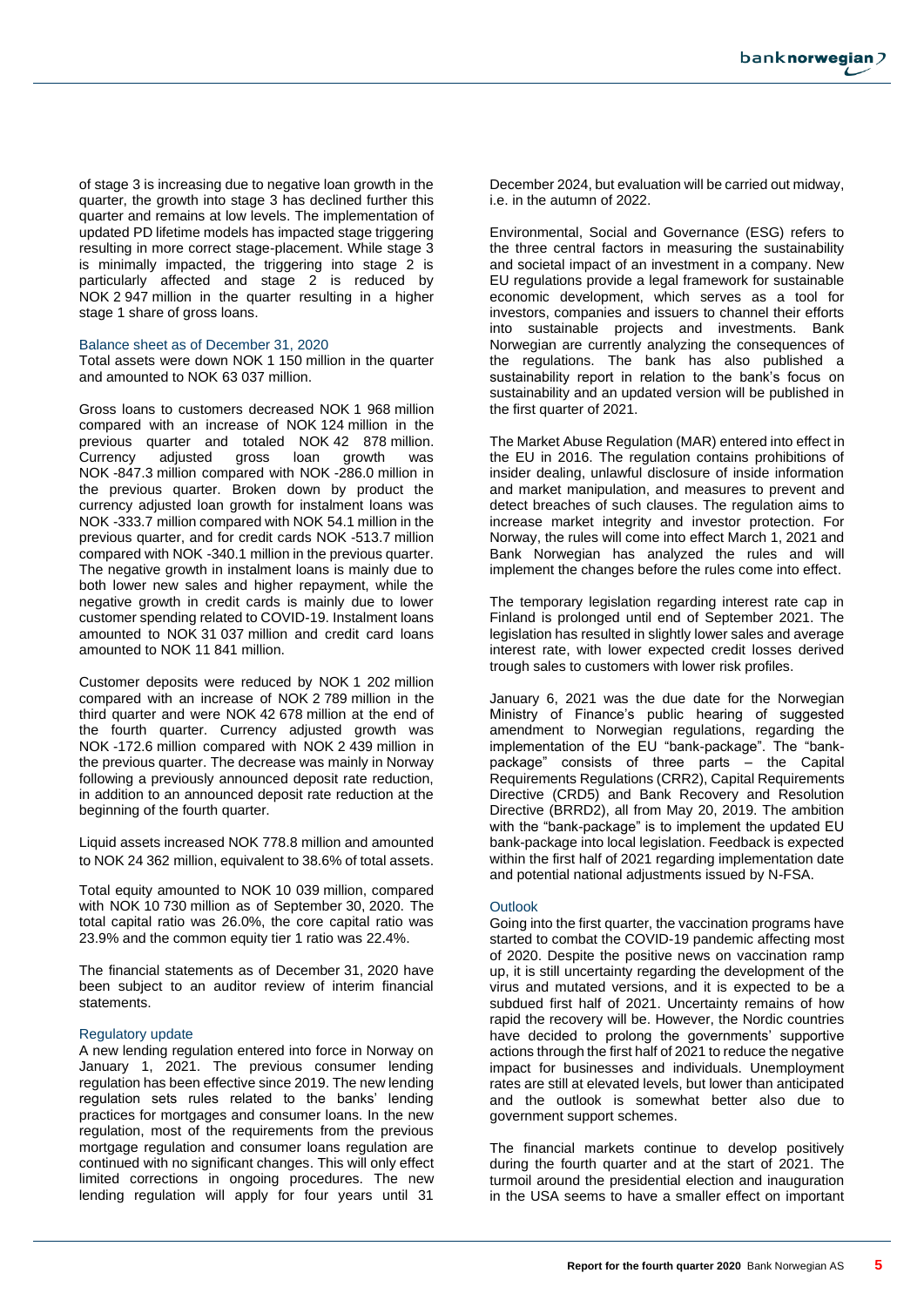of stage 3 is increasing due to negative loan growth in the quarter, the growth into stage 3 has declined further this quarter and remains at low levels. The implementation of updated PD lifetime models has impacted stage triggering resulting in more correct stage-placement. While stage 3 is minimally impacted, the triggering into stage 2 is particularly affected and stage 2 is reduced by NOK 2 947 million in the quarter resulting in a higher stage 1 share of gross loans.

### Balance sheet as of December 31, 2020

Total assets were down NOK 1 150 million in the quarter and amounted to NOK 63 037 million.

Gross loans to customers decreased NOK 1 968 million compared with an increase of NOK 124 million in the previous quarter and totaled NOK 42 878 million. Currency adjusted gross loan growth was NOK -847.3 million compared with NOK -286.0 million in the previous quarter. Broken down by product the currency adjusted loan growth for instalment loans was NOK -333.7 million compared with NOK 54.1 million in the previous quarter, and for credit cards NOK -513.7 million compared with NOK -340.1 million in the previous quarter. The negative growth in instalment loans is mainly due to both lower new sales and higher repayment, while the negative growth in credit cards is mainly due to lower customer spending related to COVID-19. Instalment loans amounted to NOK 31 037 million and credit card loans amounted to NOK 11 841 million.

Customer deposits were reduced by NOK 1 202 million compared with an increase of NOK 2 789 million in the third quarter and were NOK 42 678 million at the end of the fourth quarter. Currency adjusted growth was NOK -172.6 million compared with NOK 2 439 million in the previous quarter. The decrease was mainly in Norway following a previously announced deposit rate reduction, in addition to an announced deposit rate reduction at the beginning of the fourth quarter.

Liquid assets increased NOK 778.8 million and amounted to NOK 24 362 million, equivalent to 38.6% of total assets.

Total equity amounted to NOK 10 039 million, compared with NOK 10 730 million as of September 30, 2020. The total capital ratio was 26.0%, the core capital ratio was 23.9% and the common equity tier 1 ratio was 22.4%.

The financial statements as of December 31, 2020 have been subject to an auditor review of interim financial statements.

### Regulatory update

A new lending regulation entered into force in Norway on January 1, 2021. The previous consumer lending regulation has been effective since 2019. The new lending regulation sets rules related to the banks' lending practices for mortgages and consumer loans. In the new regulation, most of the requirements from the previous mortgage regulation and consumer loans regulation are continued with no significant changes. This will only effect limited corrections in ongoing procedures. The new lending regulation will apply for four years until 31 December 2024, but evaluation will be carried out midway, i.e. in the autumn of 2022.

Environmental, Social and Governance (ESG) refers to the three central factors in measuring the sustainability and societal impact of an investment in a company. New EU regulations provide a legal framework for sustainable economic development, which serves as a tool for investors, companies and issuers to channel their efforts into sustainable projects and investments. Bank Norwegian are currently analyzing the consequences of the regulations. The bank has also published a sustainability report in relation to the bank's focus on sustainability and an updated version will be published in the first quarter of 2021.

The Market Abuse Regulation (MAR) entered into effect in the EU in 2016. The regulation contains prohibitions of insider dealing, unlawful disclosure of inside information and market manipulation, and measures to prevent and detect breaches of such clauses. The regulation aims to increase market integrity and investor protection. For Norway, the rules will come into effect March 1, 2021 and Bank Norwegian has analyzed the rules and will implement the changes before the rules come into effect.

The temporary legislation regarding interest rate cap in Finland is prolonged until end of September 2021. The legislation has resulted in slightly lower sales and average interest rate, with lower expected credit losses derived trough sales to customers with lower risk profiles.

January 6, 2021 was the due date for the Norwegian Ministry of Finance's public hearing of suggested amendment to Norwegian regulations, regarding the implementation of the EU "bank-package". The "bank-package" consists of three parts – the Capital Requirements Regulations (CRR2), Capital Requirements Directive (CRD5) and Bank Recovery and Resolution Directive (BRRD2), all from May 20, 2019. The ambition with the "bank-package" is to implement the updated EU bank-package into local legislation. Feedback is expected within the first half of 2021 regarding implementation date and potential national adjustments issued by N-FSA.

### Outlook

Going into the first quarter, the vaccination programs have started to combat the COVID-19 pandemic affecting most of 2020. Despite the positive news on vaccination ramp up, it is still uncertainty regarding the development of the virus and mutated versions, and it is expected to be a subdued first half of 2021. Uncertainty remains of how rapid the recovery will be. However, the Nordic countries have decided to prolong the governments' supportive actions through the first half of 2021 to reduce the negative impact for businesses and individuals. Unemployment rates are still at elevated levels, but lower than anticipated and the outlook is somewhat better also due to government support schemes.

The financial markets continue to develop positively during the fourth quarter and at the start of 2021. The turmoil around the presidential election and inauguration in the USA seems to have a smaller effect on important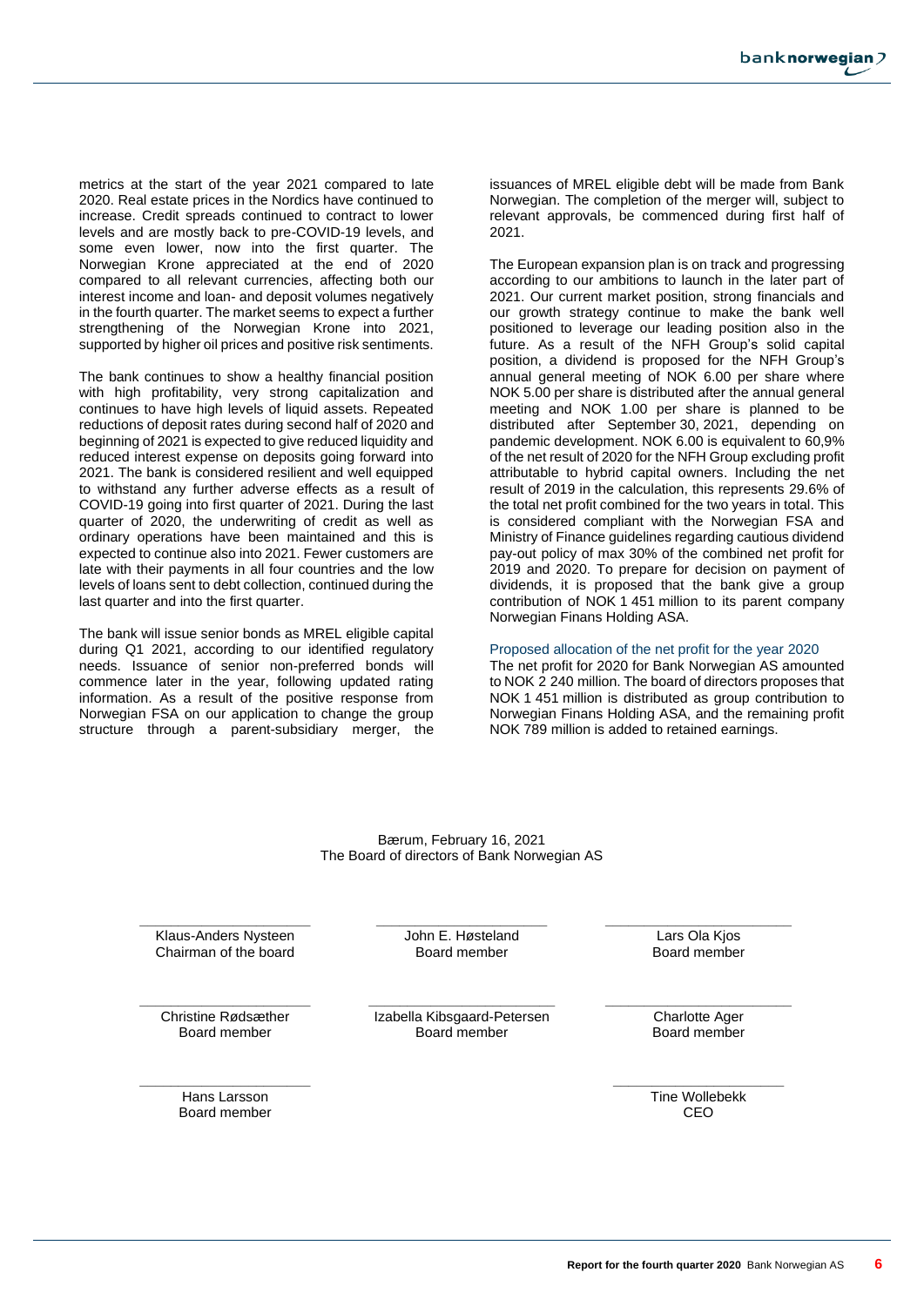metrics at the start of the year 2021 compared to late 2020. Real estate prices in the Nordics have continued to increase. Credit spreads continued to contract to lower levels and are mostly back to pre-COVID-19 levels, and some even lower, now into the first quarter. The Norwegian Krone appreciated at the end of 2020 compared to all relevant currencies, affecting both our interest income and loan- and deposit volumes negatively in the fourth quarter. The market seems to expect a further strengthening of the Norwegian Krone into 2021, supported by higher oil prices and positive risk sentiments.

The bank continues to show a healthy financial position with high profitability, very strong capitalization and continues to have high levels of liquid assets. Repeated reductions of deposit rates during second half of 2020 and beginning of 2021 is expected to give reduced liquidity and reduced interest expense on deposits going forward into 2021. The bank is considered resilient and well equipped to withstand any further adverse effects as a result of COVID-19 going into first quarter of 2021. During the last quarter of 2020, the underwriting of credit as well as ordinary operations have been maintained and this is expected to continue also into 2021. Fewer customers are late with their payments in all four countries and the low levels of loans sent to debt collection, continued during the last quarter and into the first quarter.

The bank will issue senior bonds as MREL eligible capital during Q1 2021, according to our identified regulatory needs. Issuance of senior non-preferred bonds will commence later in the year, following updated rating information. As a result of the positive response from Norwegian FSA on our application to change the group structure through a parent-subsidiary merger, the issuances of MREL eligible debt will be made from Bank Norwegian. The completion of the merger will, subject to relevant approvals, be commenced during first half of 2021.

The European expansion plan is on track and progressing according to our ambitions to launch in the later part of 2021. Our current market position, strong financials and our growth strategy continue to make the bank well positioned to leverage our leading position also in the future. As a result of the NFH Group's solid capital position, a dividend is proposed for the NFH Group's annual general meeting of NOK 6.00 per share where NOK 5.00 per share is distributed after the annual general meeting and NOK 1.00 per share is planned to be distributed after September 30, 2021, depending on pandemic development. NOK 6.00 is equivalent to 60,9% of the net result of 2020 for the NFH Group excluding profit attributable to hybrid capital owners. Including the net result of 2019 in the calculation, this represents 29.6% of the total net profit combined for the two years in total. This is considered compliant with the Norwegian FSA and Ministry of Finance guidelines regarding cautious dividend pay-out policy of max 30% of the combined net profit for 2019 and 2020. To prepare for decision on payment of dividends, it is proposed that the bank give a group contribution of NOK 1 451 million to its parent company Norwegian Finans Holding ASA.

### Proposed allocation of the net profit for the year 2020

The net profit for 2020 for Bank Norwegian AS amounted to NOK 2 240 million. The board of directors proposes that NOK 1 451 million is distributed as group contribution to Norwegian Finans Holding ASA, and the remaining profit NOK 789 million is added to retained earnings.

Bærum, February 16, 2021
The Board of directors of Bank Norwegian AS

| | | |
|---|---|---|
| Klaus-Anders Nysteen<br>Chairman of the board | John E. Høsteland<br>Board member | Lars Ola Kjos<br>Board member |
| Christine Rødsæther<br>Board member | Izabella Kibsgaard-Petersen<br>Board member | Charlotte Ager<br>Board member |
| Hans Larsson<br>Board member | | Tine Wollebekk<br>CEO |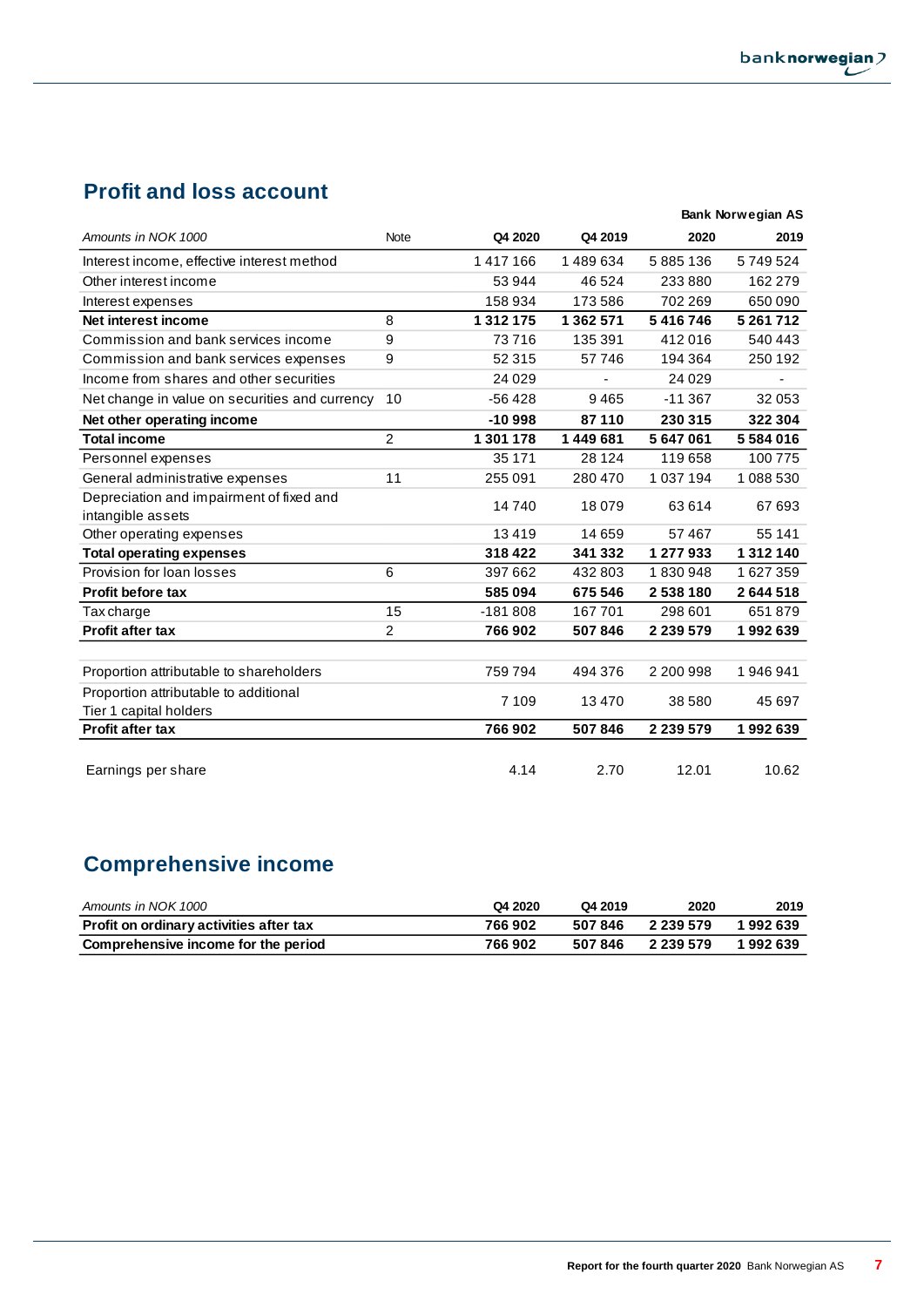## Profit and loss account

| | | | | **Bank Norwegian AS** | |
|---|---|---|---|---|---|
| *Amounts in NOK 1000* | Note | Q4 2020 | Q4 2019 | 2020 | 2019 |
| Interest income, effective interest method | | 1 417 166 | 1 489 634 | 5 885 136 | 5 749 524 |
| Other interest income | | 53 944 | 46 524 | 233 880 | 162 279 |
| Interest expenses | | 158 934 | 173 586 | 702 269 | 650 090 |
| **Net interest income** | 8 | **1 312 175** | **1 362 571** | **5 416 746** | **5 261 712** |
| Commission and bank services income | 9 | 73 716 | 135 391 | 412 016 | 540 443 |
| Commission and bank services expenses | 9 | 52 315 | 57 746 | 194 364 | 250 192 |
| Income from shares and other securities | | 24 029 | - | 24 029 | - |
| Net change in value on securities and currency | 10 | -56 428 | 9 465 | -11 367 | 32 053 |
| **Net other operating income** | | **-10 998** | **87 110** | **230 315** | **322 304** |
| **Total income** | 2 | **1 301 178** | **1 449 681** | **5 647 061** | **5 584 016** |
| Personnel expenses | | 35 171 | 28 124 | 119 658 | 100 775 |
| General administrative expenses | 11 | 255 091 | 280 470 | 1 037 194 | 1 088 530 |
| Depreciation and impairment of fixed and intangible assets | | 14 740 | 18 079 | 63 614 | 67 693 |
| Other operating expenses | | 13 419 | 14 659 | 57 467 | 55 141 |
| **Total operating expenses** | | **318 422** | **341 332** | **1 277 933** | **1 312 140** |
| Provision for loan losses | 6 | 397 662 | 432 803 | 1 830 948 | 1 627 359 |
| **Profit before tax** | | **585 094** | **675 546** | **2 538 180** | **2 644 518** |
| Tax charge | 15 | -181 808 | 167 701 | 298 601 | 651 879 |
| **Profit after tax** | 2 | **766 902** | **507 846** | **2 239 579** | **1 992 639** |
| | | | | | |
| Proportion attributable to shareholders | | 759 794 | 494 376 | 2 200 998 | 1 946 941 |
| Proportion attributable to additional Tier 1 capital holders | | 7 109 | 13 470 | 38 580 | 45 697 |
| **Profit after tax** | | **766 902** | **507 846** | **2 239 579** | **1 992 639** |
| | | | | | |
| Earnings per share | | 4.14 | 2.70 | 12.01 | 10.62 |

## Comprehensive income

| *Amounts in NOK 1000* | Q4 2020 | Q4 2019 | 2020 | 2019 |
|---|---|---|---|---|
| **Profit on ordinary activities after tax** | **766 902** | **507 846** | **2 239 579** | **1 992 639** |
| **Comprehensive income for the period** | **766 902** | **507 846** | **2 239 579** | **1 992 639** |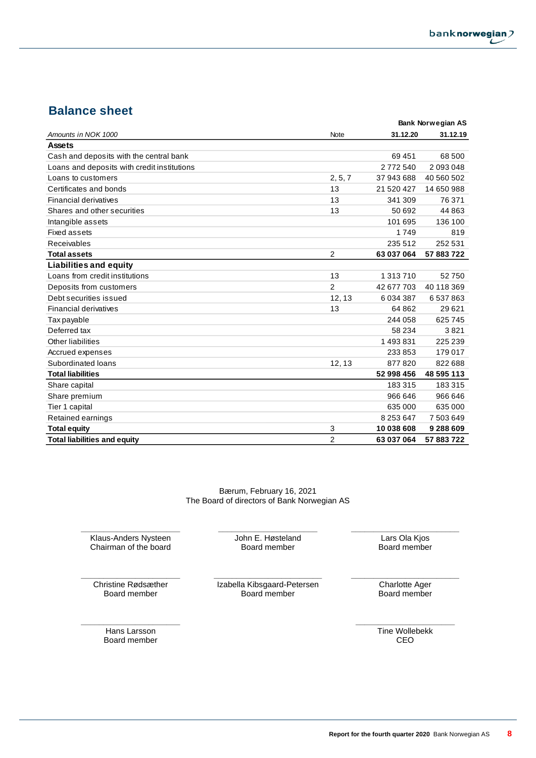## Balance sheet

| Amounts in NOK 1000 | Note | Bank Norwegian AS 31.12.20 | 31.12.19 |
|---|---|---|---|
| **Assets** | | | |
| Cash and deposits with the central bank | | 69 451 | 68 500 |
| Loans and deposits with credit institutions | | 2 772 540 | 2 093 048 |
| Loans to customers | 2, 5, 7 | 37 943 688 | 40 560 502 |
| Certificates and bonds | 13 | 21 520 427 | 14 650 988 |
| Financial derivatives | 13 | 341 309 | 76 371 |
| Shares and other securities | 13 | 50 692 | 44 863 |
| Intangible assets | | 101 695 | 136 100 |
| Fixed assets | | 1 749 | 819 |
| Receivables | | 235 512 | 252 531 |
| **Total assets** | 2 | **63 037 064** | **57 883 722** |
| **Liabilities and equity** | | | |
| Loans from credit institutions | 13 | 1 313 710 | 52 750 |
| Deposits from customers | 2 | 42 677 703 | 40 118 369 |
| Debt securities issued | 12, 13 | 6 034 387 | 6 537 863 |
| Financial derivatives | 13 | 64 862 | 29 621 |
| Tax payable | | 244 058 | 625 745 |
| Deferred tax | | 58 234 | 3 821 |
| Other liabilities | | 1 493 831 | 225 239 |
| Accrued expenses | | 233 853 | 179 017 |
| Subordinated loans | 12, 13 | 877 820 | 822 688 |
| **Total liabilities** | | **52 998 456** | **48 595 113** |
| Share capital | | 183 315 | 183 315 |
| Share premium | | 966 646 | 966 646 |
| Tier 1 capital | | 635 000 | 635 000 |
| Retained earnings | | 8 253 647 | 7 503 649 |
| **Total equity** | 3 | **10 038 608** | **9 288 609** |
| **Total liabilities and equity** | 2 | **63 037 064** | **57 883 722** |

Bærum, February 16, 2021
The Board of directors of Bank Norwegian AS

Klaus-Anders Nysteen
Chairman of the board

John E. Høsteland
Board member

Lars Ola Kjos
Board member

Christine Rødsæther
Board member

Izabella Kibsgaard-Petersen
Board member

Charlotte Ager
Board member

Hans Larsson
Board member

Tine Wollebekk
CEO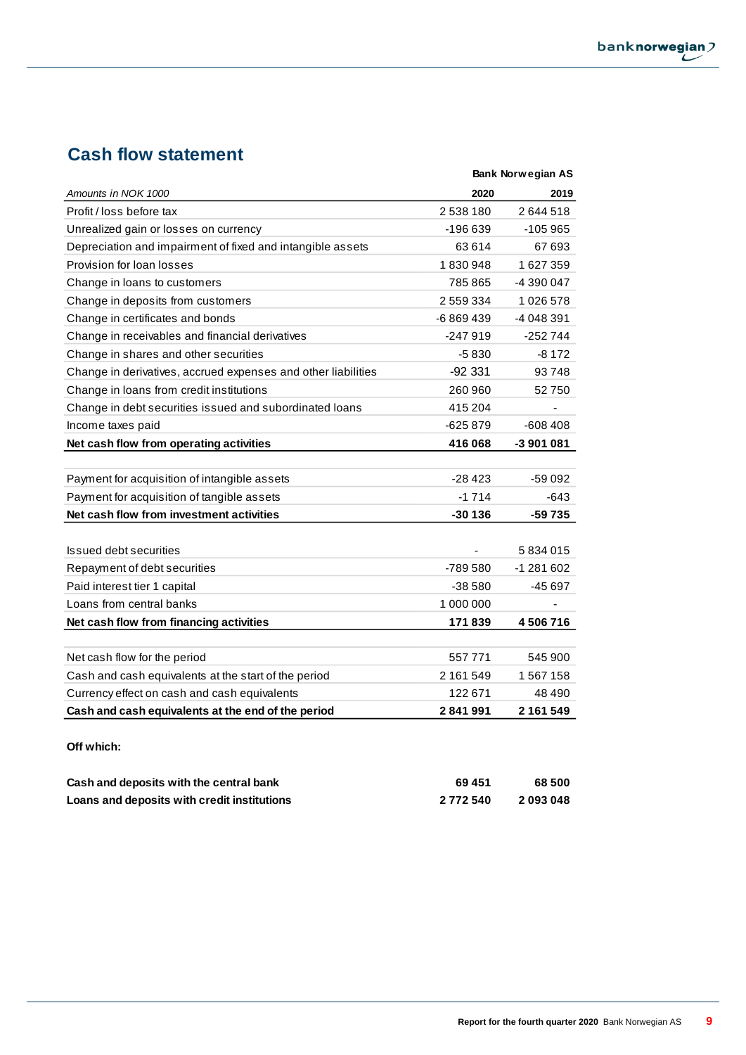## Cash flow statement

| | Bank Norwegian AS | |
|---|---|---|
| *Amounts in NOK 1000* | **2020** | **2019** |
| Profit / loss before tax | 2 538 180 | 2 644 518 |
| Unrealized gain or losses on currency | -196 639 | -105 965 |
| Depreciation and impairment of fixed and intangible assets | 63 614 | 67 693 |
| Provision for loan losses | 1 830 948 | 1 627 359 |
| Change in loans to customers | 785 865 | -4 390 047 |
| Change in deposits from customers | 2 559 334 | 1 026 578 |
| Change in certificates and bonds | -6 869 439 | -4 048 391 |
| Change in receivables and financial derivatives | -247 919 | -252 744 |
| Change in shares and other securities | -5 830 | -8 172 |
| Change in derivatives, accrued expenses and other liabilities | -92 331 | 93 748 |
| Change in loans from credit institutions | 260 960 | 52 750 |
| Change in debt securities issued and subordinated loans | 415 204 | - |
| Income taxes paid | -625 879 | -608 408 |
| **Net cash flow from operating activities** | **416 068** | **-3 901 081** |
| | | |
| Payment for acquisition of intangible assets | -28 423 | -59 092 |
| Payment for acquisition of tangible assets | -1 714 | -643 |
| **Net cash flow from investment activities** | **-30 136** | **-59 735** |
| | | |
| Issued debt securities | - | 5 834 015 |
| Repayment of debt securities | -789 580 | -1 281 602 |
| Paid interest tier 1 capital | -38 580 | -45 697 |
| Loans from central banks | 1 000 000 | - |
| **Net cash flow from financing activities** | **171 839** | **4 506 716** |
| | | |
| Net cash flow for the period | 557 771 | 545 900 |
| Cash and cash equivalents at the start of the period | 2 161 549 | 1 567 158 |
| Currency effect on cash and cash equivalents | 122 671 | 48 490 |
| **Cash and cash equivalents at the end of the period** | **2 841 991** | **2 161 549** |

**Off which:**

| | | |
|---|---|---|
| **Cash and deposits with the central bank** | **69 451** | **68 500** |
| **Loans and deposits with credit institutions** | **2 772 540** | **2 093 048** |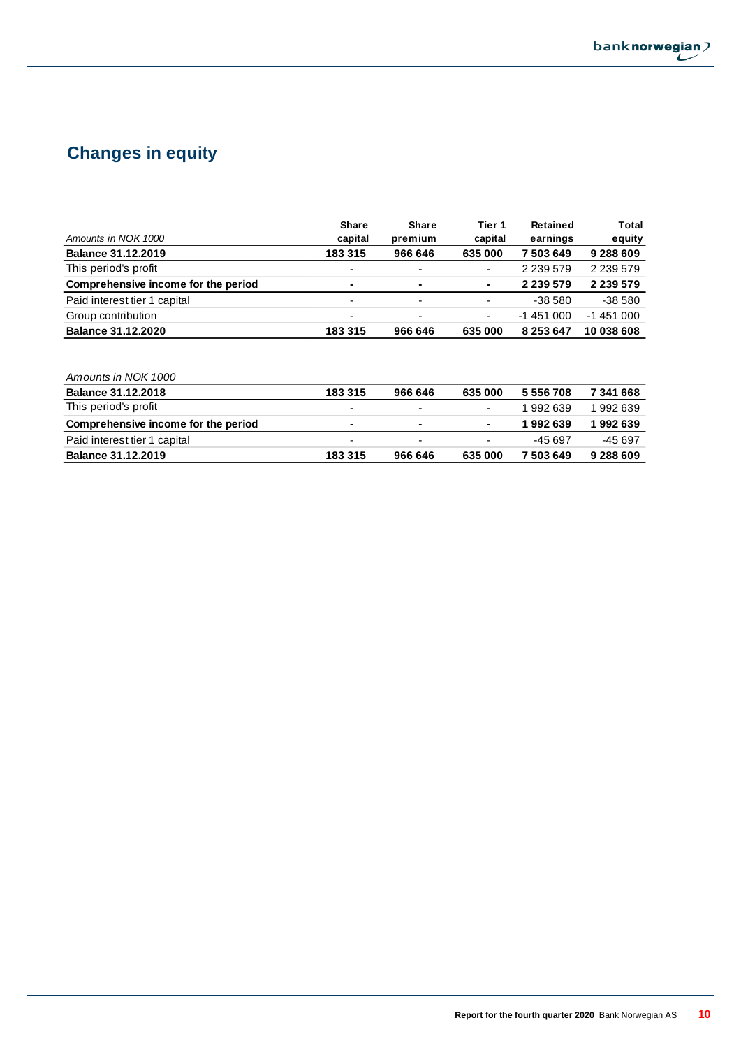## Changes in equity

| *Amounts in NOK 1000* | **Share capital** | **Share premium** | **Tier 1 capital** | **Retained earnings** | **Total equity** |
|---|---|---|---|---|---|
| **Balance 31.12.2019** | **183 315** | **966 646** | **635 000** | **7 503 649** | **9 288 609** |
| This period's profit | - | - | - | 2 239 579 | 2 239 579 |
| **Comprehensive income for the period** | **-** | **-** | **-** | **2 239 579** | **2 239 579** |
| Paid interest tier 1 capital | - | - | - | -38 580 | -38 580 |
| Group contribution | - | - | - | -1 451 000 | -1 451 000 |
| **Balance 31.12.2020** | **183 315** | **966 646** | **635 000** | **8 253 647** | **10 038 608** |

| *Amounts in NOK 1000* | | | | | |
|---|---|---|---|---|---|
| **Balance 31.12.2018** | **183 315** | **966 646** | **635 000** | **5 556 708** | **7 341 668** |
| This period's profit | - | - | - | 1 992 639 | 1 992 639 |
| **Comprehensive income for the period** | **-** | **-** | **-** | **1 992 639** | **1 992 639** |
| Paid interest tier 1 capital | - | - | - | -45 697 | -45 697 |
| **Balance 31.12.2019** | **183 315** | **966 646** | **635 000** | **7 503 649** | **9 288 609** |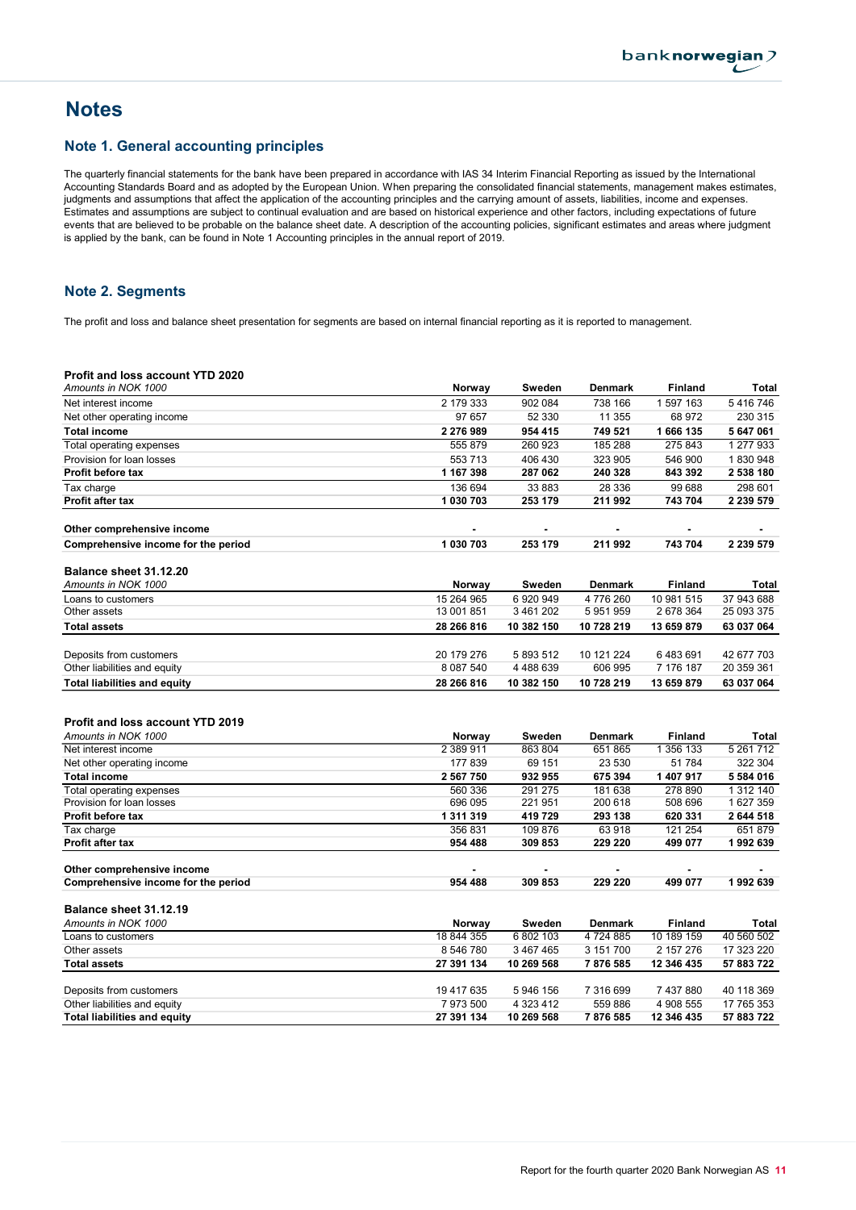# Notes

## Note 1. General accounting principles

The quarterly financial statements for the bank have been prepared in accordance with IAS 34 Interim Financial Reporting as issued by the International Accounting Standards Board and as adopted by the European Union. When preparing the consolidated financial statements, management makes estimates, judgments and assumptions that affect the application of the accounting principles and the carrying amount of assets, liabilities, income and expenses. Estimates and assumptions are subject to continual evaluation and are based on historical experience and other factors, including expectations of future events that are believed to be probable on the balance sheet date. A description of the accounting policies, significant estimates and areas where judgment is applied by the bank, can be found in Note 1 Accounting principles in the annual report of 2019.

## Note 2. Segments

The profit and loss and balance sheet presentation for segments are based on internal financial reporting as it is reported to management.

**Profit and loss account YTD 2020**

| *Amounts in NOK 1000* | Norway | Sweden | Denmark | Finland | Total |
|---|---|---|---|---|---|
| Net interest income | 2 179 333 | 902 084 | 738 166 | 1 597 163 | 5 416 746 |
| Net other operating income | 97 657 | 52 330 | 11 355 | 68 972 | 230 315 |
| **Total income** | **2 276 989** | **954 415** | **749 521** | **1 666 135** | **5 647 061** |
| Total operating expenses | 555 879 | 260 923 | 185 288 | 275 843 | 1 277 933 |
| Provision for loan losses | 553 713 | 406 430 | 323 905 | 546 900 | 1 830 948 |
| **Profit before tax** | **1 167 398** | **287 062** | **240 328** | **843 392** | **2 538 180** |
| Tax charge | 136 694 | 33 883 | 28 336 | 99 688 | 298 601 |
| **Profit after tax** | **1 030 703** | **253 179** | **211 992** | **743 704** | **2 239 579** |
| | | | | | |
| **Other comprehensive income** | - | - | - | - | - |
| **Comprehensive income for the period** | **1 030 703** | **253 179** | **211 992** | **743 704** | **2 239 579** |

**Balance sheet 31.12.20**

| *Amounts in NOK 1000* | Norway | Sweden | Denmark | Finland | Total |
|---|---|---|---|---|---|
| Loans to customers | 15 264 965 | 6 920 949 | 4 776 260 | 10 981 515 | 37 943 688 |
| Other assets | 13 001 851 | 3 461 202 | 5 951 959 | 2 678 364 | 25 093 375 |
| **Total assets** | **28 266 816** | **10 382 150** | **10 728 219** | **13 659 879** | **63 037 064** |
| | | | | | |
| Deposits from customers | 20 179 276 | 5 893 512 | 10 121 224 | 6 483 691 | 42 677 703 |
| Other liabilities and equity | 8 087 540 | 4 488 639 | 606 995 | 7 176 187 | 20 359 361 |
| **Total liabilities and equity** | **28 266 816** | **10 382 150** | **10 728 219** | **13 659 879** | **63 037 064** |

**Profit and loss account YTD 2019**

| *Amounts in NOK 1000* | Norway | Sweden | Denmark | Finland | Total |
|---|---|---|---|---|---|
| Net interest income | 2 389 911 | 863 804 | 651 865 | 1 356 133 | 5 261 712 |
| Net other operating income | 177 839 | 69 151 | 23 530 | 51 784 | 322 304 |
| **Total income** | **2 567 750** | **932 955** | **675 394** | **1 407 917** | **5 584 016** |
| Total operating expenses | 560 336 | 291 275 | 181 638 | 278 890 | 1 312 140 |
| Provision for loan losses | 696 095 | 221 951 | 200 618 | 508 696 | 1 627 359 |
| **Profit before tax** | **1 311 319** | **419 729** | **293 138** | **620 331** | **2 644 518** |
| Tax charge | 356 831 | 109 876 | 63 918 | 121 254 | 651 879 |
| **Profit after tax** | **954 488** | **309 853** | **229 220** | **499 077** | **1 992 639** |
| | | | | | |
| **Other comprehensive income** | - | - | - | - | - |
| **Comprehensive income for the period** | **954 488** | **309 853** | **229 220** | **499 077** | **1 992 639** |

**Balance sheet 31.12.19**

| *Amounts in NOK 1000* | Norway | Sweden | Denmark | Finland | Total |
|---|---|---|---|---|---|
| Loans to customers | 18 844 355 | 6 802 103 | 4 724 885 | 10 189 159 | 40 560 502 |
| Other assets | 8 546 780 | 3 467 465 | 3 151 700 | 2 157 276 | 17 323 220 |
| **Total assets** | **27 391 134** | **10 269 568** | **7 876 585** | **12 346 435** | **57 883 722** |
| | | | | | |
| Deposits from customers | 19 417 635 | 5 946 156 | 7 316 699 | 7 437 880 | 40 118 369 |
| Other liabilities and equity | 7 973 500 | 4 323 412 | 559 886 | 4 908 555 | 17 765 353 |
| **Total liabilities and equity** | **27 391 134** | **10 269 568** | **7 876 585** | **12 346 435** | **57 883 722** |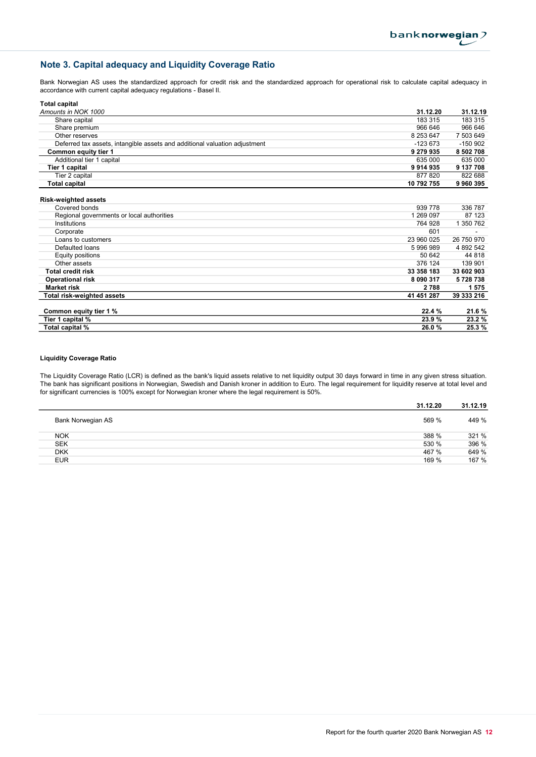## Note 3. Capital adequacy and Liquidity Coverage Ratio

Bank Norwegian AS uses the standardized approach for credit risk and the standardized approach for operational risk to calculate capital adequacy in accordance with current capital adequacy regulations - Basel II.

**Total capital**

| *Amounts in NOK 1000* | 31.12.20 | 31.12.19 |
|---|---|---|
| Share capital | 183 315 | 183 315 |
| Share premium | 966 646 | 966 646 |
| Other reserves | 8 253 647 | 7 503 649 |
| Deferred tax assets, intangible assets and additional valuation adjustment | -123 673 | -150 902 |
| **Common equity tier 1** | **9 279 935** | **8 502 708** |
| Additional tier 1 capital | 635 000 | 635 000 |
| **Tier 1 capital** | **9 914 935** | **9 137 708** |
| Tier 2 capital | 877 820 | 822 688 |
| **Total capital** | **10 792 755** | **9 960 395** |

| **Risk-weighted assets** | | |
|---|---|---|
| Covered bonds | 939 778 | 336 787 |
| Regional governments or local authorities | 1 269 097 | 87 123 |
| Institutions | 764 928 | 1 350 762 |
| Corporate | 601 | - |
| Loans to customers | 23 960 025 | 26 750 970 |
| Defaulted loans | 5 996 989 | 4 892 542 |
| Equity positions | 50 642 | 44 818 |
| Other assets | 376 124 | 139 901 |
| **Total credit risk** | **33 358 183** | **33 602 903** |
| **Operational risk** | **8 090 317** | **5 728 738** |
| **Market risk** | **2 788** | **1 575** |
| **Total risk-weighted assets** | **41 451 287** | **39 333 216** |
| | | |
| **Common equity tier 1 %** | **22.4 %** | **21.6 %** |
| **Tier 1 capital %** | **23.9 %** | **23.2 %** |
| **Total capital %** | **26.0 %** | **25.3 %** |

**Liquidity Coverage Ratio**

The Liquidity Coverage Ratio (LCR) is defined as the bank's liquid assets relative to net liquidity output 30 days forward in time in any given stress situation. The bank has significant positions in Norwegian, Swedish and Danish kroner in addition to Euro. The legal requirement for liquidity reserve at total level and for significant currencies is 100% except for Norwegian kroner where the legal requirement is 50%.

| | 31.12.20 | 31.12.19 |
|---|---|---|
| Bank Norwegian AS | 569 % | 449 % |
| NOK | 388 % | 321 % |
| SEK | 530 % | 396 % |
| DKK | 467 % | 649 % |
| EUR | 169 % | 167 % |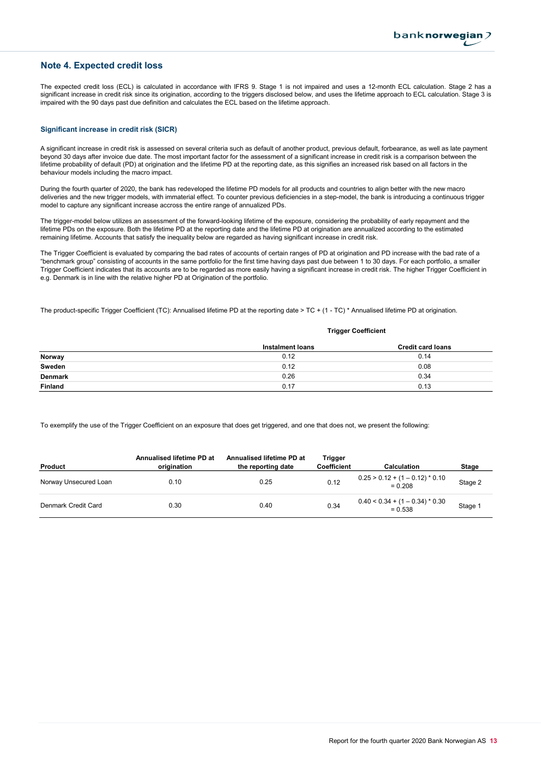## Note 4. Expected credit loss

The expected credit loss (ECL) is calculated in accordance with IFRS 9. Stage 1 is not impaired and uses a 12-month ECL calculation. Stage 2 has a significant increase in credit risk since its origination, according to the triggers disclosed below, and uses the lifetime approach to ECL calculation. Stage 3 is impaired with the 90 days past due definition and calculates the ECL based on the lifetime approach.

### Significant increase in credit risk (SICR)

A significant increase in credit risk is assessed on several criteria such as default of another product, previous default, forbearance, as well as late payment beyond 30 days after invoice due date. The most important factor for the assessment of a significant increase in credit risk is a comparison between the lifetime probability of default (PD) at origination and the lifetime PD at the reporting date, as this signifies an increased risk based on all factors in the behaviour models including the macro impact.

During the fourth quarter of 2020, the bank has redeveloped the lifetime PD models for all products and countries to align better with the new macro deliveries and the new trigger models, with immaterial effect. To counter previous deficiencies in a step-model, the bank is introducing a continuous trigger model to capture any significant increase accross the entire range of annualized PDs.

The trigger-model below utilizes an assessment of the forward-looking lifetime of the exposure, considering the probability of early repayment and the lifetime PDs on the exposure. Both the lifetime PD at the reporting date and the lifetime PD at origination are annualized according to the estimated remaining lifetime. Accounts that satisfy the inequality below are regarded as having significant increase in credit risk.

The Trigger Coefficient is evaluated by comparing the bad rates of accounts of certain ranges of PD at origination and PD increase with the bad rate of a "benchmark group" consisting of accounts in the same portfolio for the first time having days past due between 1 to 30 days. For each portfolio, a smaller Trigger Coefficient indicates that its accounts are to be regarded as more easily having a significant increase in credit risk. The higher Trigger Coefficient in e.g. Denmark is in line with the relative higher PD at Origination of the portfolio.

The product-specific Trigger Coefficient (TC): Annualised lifetime PD at the reporting date > TC + (1 - TC) * Annualised lifetime PD at origination.

| | Trigger Coefficient | |
|---|---|---|
| | **Instalment loans** | **Credit card loans** |
| **Norway** | 0.12 | 0.14 |
| **Sweden** | 0.12 | 0.08 |
| **Denmark** | 0.26 | 0.34 |
| **Finland** | 0.17 | 0.13 |

To exemplify the use of the Trigger Coefficient on an exposure that does get triggered, and one that does not, we present the following:

| Product | Annualised lifetime PD at origination | Annualised lifetime PD at the reporting date | Trigger Coefficient | Calculation | Stage |
|---|---|---|---|---|---|
| Norway Unsecured Loan | 0.10 | 0.25 | 0.12 | 0.25 > 0.12 + (1 – 0.12) * 0.10 = 0.208 | Stage 2 |
| Denmark Credit Card | 0.30 | 0.40 | 0.34 | 0.40 < 0.34 + (1 – 0.34) * 0.30 = 0.538 | Stage 1 |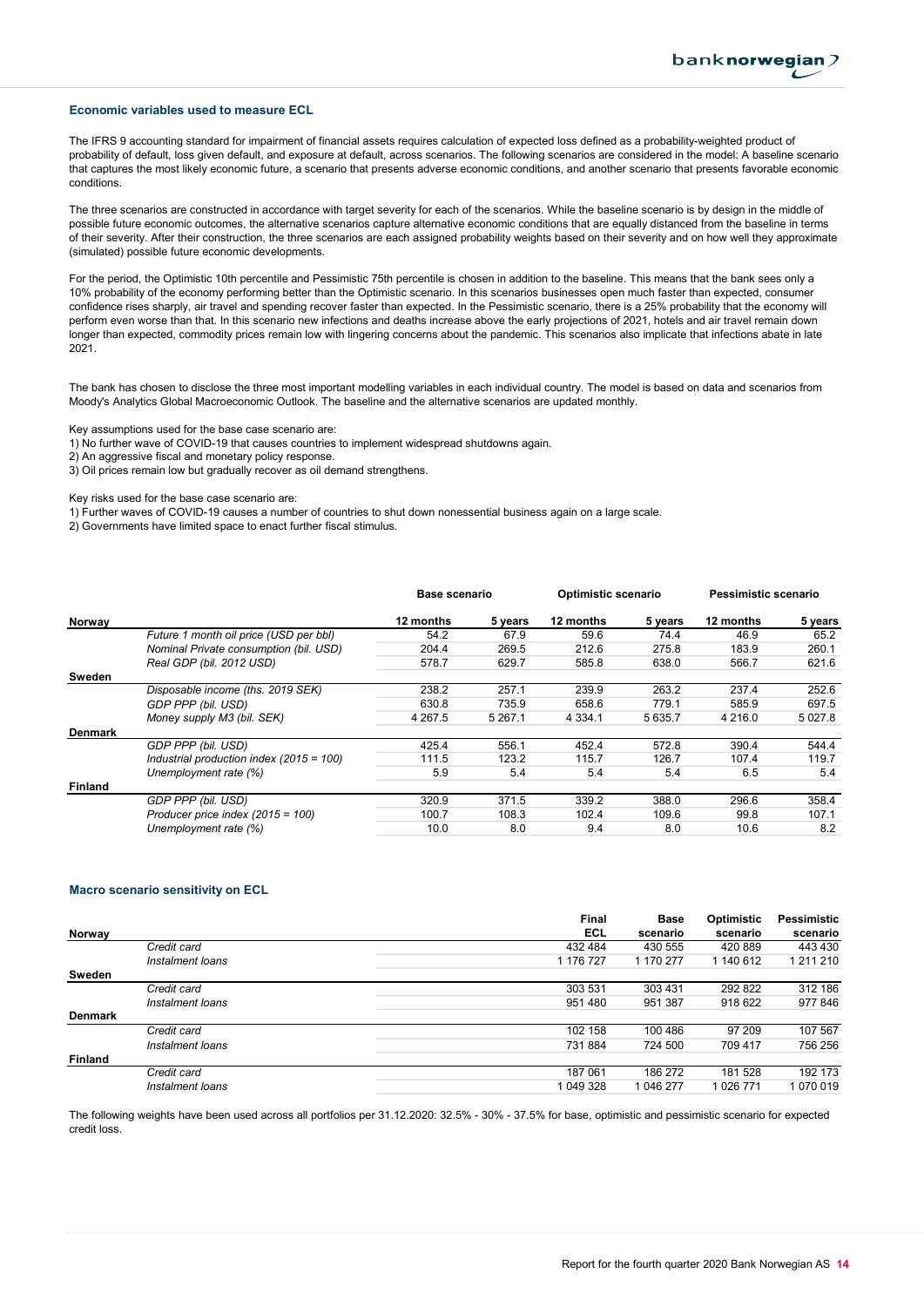### Economic variables used to measure ECL

The IFRS 9 accounting standard for impairment of financial assets requires calculation of expected loss defined as a probability-weighted product of probability of default, loss given default, and exposure at default, across scenarios. The following scenarios are considered in the model: A baseline scenario that captures the most likely economic future, a scenario that presents adverse economic conditions, and another scenario that presents favorable economic conditions.

The three scenarios are constructed in accordance with target severity for each of the scenarios. While the baseline scenario is by design in the middle of possible future economic outcomes, the alternative scenarios capture alternative economic conditions that are equally distanced from the baseline in terms of their severity. After their construction, the three scenarios are each assigned probability weights based on their severity and on how well they approximate (simulated) possible future economic developments.

For the period, the Optimistic 10th percentile and Pessimistic 75th percentile is chosen in addition to the baseline. This means that the bank sees only a 10% probability of the economy performing better than the Optimistic scenario. In this scenarios businesses open much faster than expected, consumer confidence rises sharply, air travel and spending recover faster than expected. In the Pessimistic scenario, there is a 25% probability that the economy will perform even worse than that. In this scenario new infections and deaths increase above the early projections of 2021, hotels and air travel remain down longer than expected, commodity prices remain low with lingering concerns about the pandemic. This scenarios also implicate that infections abate in late 2021.

The bank has chosen to disclose the three most important modelling variables in each individual country. The model is based on data and scenarios from Moody's Analytics Global Macroeconomic Outlook. The baseline and the alternative scenarios are updated monthly.

Key assumptions used for the base case scenario are:
1) No further wave of COVID-19 that causes countries to implement widespread shutdowns again.
2) An aggressive fiscal and monetary policy response.
3) Oil prices remain low but gradually recover as oil demand strengthens.

Key risks used for the base case scenario are:
1) Further waves of COVID-19 causes a number of countries to shut down nonessential business again on a large scale.
2) Governments have limited space to enact further fiscal stimulus.

| | | Base scenario | | Optimistic scenario | | Pessimistic scenario | |
|---|---|---|---|---|---|---|---|
| **Norway** | | **12 months** | **5 years** | **12 months** | **5 years** | **12 months** | **5 years** |
| | *Future 1 month oil price (USD per bbl)* | 54.2 | 67.9 | 59.6 | 74.4 | 46.9 | 65.2 |
| | *Nominal Private consumption (bil. USD)* | 204.4 | 269.5 | 212.6 | 275.8 | 183.9 | 260.1 |
| | *Real GDP (bil. 2012 USD)* | 578.7 | 629.7 | 585.8 | 638.0 | 566.7 | 621.6 |
| **Sweden** | | | | | | | |
| | *Disposable income (ths. 2019 SEK)* | 238.2 | 257.1 | 239.9 | 263.2 | 237.4 | 252.6 |
| | *GDP PPP (bil. USD)* | 630.8 | 735.9 | 658.6 | 779.1 | 585.9 | 697.5 |
| | *Money supply M3 (bil. SEK)* | 4 267.5 | 5 267.1 | 4 334.1 | 5 635.7 | 4 216.0 | 5 027.8 |
| **Denmark** | | | | | | | |
| | *GDP PPP (bil. USD)* | 425.4 | 556.1 | 452.4 | 572.8 | 390.4 | 544.4 |
| | *Industrial production index (2015 = 100)* | 111.5 | 123.2 | 115.7 | 126.7 | 107.4 | 119.7 |
| | *Unemployment rate (%)* | 5.9 | 5.4 | 5.4 | 5.4 | 6.5 | 5.4 |
| **Finland** | | | | | | | |
| | *GDP PPP (bil. USD)* | 320.9 | 371.5 | 339.2 | 388.0 | 296.6 | 358.4 |
| | *Producer price index (2015 = 100)* | 100.7 | 108.3 | 102.4 | 109.6 | 99.8 | 107.1 |
| | *Unemployment rate (%)* | 10.0 | 8.0 | 9.4 | 8.0 | 10.6 | 8.2 |

### Macro scenario sensitivity on ECL

| **Norway** | | **Final ECL** | **Base scenario** | **Optimistic scenario** | **Pessimistic scenario** |
|---|---|---|---|---|---|
| | *Credit card* | 432 484 | 430 555 | 420 889 | 443 430 |
| | *Instalment loans* | 1 176 727 | 1 170 277 | 1 140 612 | 1 211 210 |
| **Sweden** | | | | | |
| | *Credit card* | 303 531 | 303 431 | 292 822 | 312 186 |
| | *Instalment loans* | 951 480 | 951 387 | 918 622 | 977 846 |
| **Denmark** | | | | | |
| | *Credit card* | 102 158 | 100 486 | 97 209 | 107 567 |
| | *Instalment loans* | 731 884 | 724 500 | 709 417 | 756 256 |
| **Finland** | | | | | |
| | *Credit card* | 187 061 | 186 272 | 181 528 | 192 173 |
| | *Instalment loans* | 1 049 328 | 1 046 277 | 1 026 771 | 1 070 019 |

The following weights have been used across all portfolios per 31.12.2020: 32.5% - 30% - 37.5% for base, optimistic and pessimistic scenario for expected credit loss.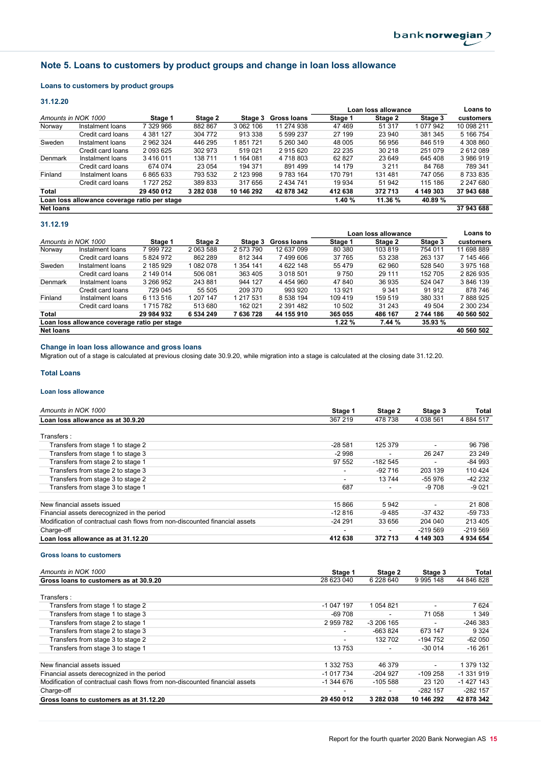## Note 5. Loans to customers by product groups and change in loan loss allowance

### Loans to customers by product groups

#### 31.12.20

| Amounts in NOK 1000 | | Stage 1 | Stage 2 | Stage 3 | Gross loans | Loan loss allowance Stage 1 | Loan loss allowance Stage 2 | Loan loss allowance Stage 3 | Loans to customers |
|---|---|---|---|---|---|---|---|---|---|
| Norway | Instalment loans | 7 329 966 | 882 867 | 3 062 106 | 11 274 938 | 47 469 | 51 317 | 1 077 942 | 10 098 211 |
| | Credit card loans | 4 381 127 | 304 772 | 913 338 | 5 599 237 | 27 199 | 23 940 | 381 345 | 5 166 754 |
| Sweden | Instalment loans | 2 962 324 | 446 295 | 1 851 721 | 5 260 340 | 48 005 | 56 956 | 846 519 | 4 308 860 |
| | Credit card loans | 2 093 625 | 302 973 | 519 021 | 2 915 620 | 22 235 | 30 218 | 251 079 | 2 612 089 |
| Denmark | Instalment loans | 3 416 011 | 138 711 | 1 164 081 | 4 718 803 | 62 827 | 23 649 | 645 408 | 3 986 919 |
| | Credit card loans | 674 074 | 23 054 | 194 371 | 891 499 | 14 179 | 3 211 | 84 768 | 789 341 |
| Finland | Instalment loans | 6 865 633 | 793 532 | 2 123 998 | 9 783 164 | 170 791 | 131 481 | 747 056 | 8 733 835 |
| | Credit card loans | 1 727 252 | 389 833 | 317 656 | 2 434 741 | 19 934 | 51 942 | 115 186 | 2 247 680 |
| **Total** | | **29 450 012** | **3 282 038** | **10 146 292** | **42 878 342** | **412 638** | **372 713** | **4 149 303** | **37 943 688** |
| **Loan loss allowance coverage ratio per stage** | | | | | | **1.40 %** | **11.36 %** | **40.89 %** | |
| **Net loans** | | | | | | | | | **37 943 688** |

#### 31.12.19

| Amounts in NOK 1000 | | Stage 1 | Stage 2 | Stage 3 | Gross loans | Loan loss allowance Stage 1 | Loan loss allowance Stage 2 | Loan loss allowance Stage 3 | Loans to customers |
|---|---|---|---|---|---|---|---|---|---|
| Norway | Instalment loans | 7 999 722 | 2 063 588 | 2 573 790 | 12 637 099 | 80 380 | 103 819 | 754 011 | 11 698 889 |
| | Credit card loans | 5 824 972 | 862 289 | 812 344 | 7 499 606 | 37 765 | 53 238 | 263 137 | 7 145 466 |
| Sweden | Instalment loans | 2 185 929 | 1 082 078 | 1 354 141 | 4 622 148 | 55 479 | 62 960 | 528 540 | 3 975 168 |
| | Credit card loans | 2 149 014 | 506 081 | 363 405 | 3 018 501 | 9 750 | 29 111 | 152 705 | 2 826 935 |
| Denmark | Instalment loans | 3 266 952 | 243 881 | 944 127 | 4 454 960 | 47 840 | 36 935 | 524 047 | 3 846 139 |
| | Credit card loans | 729 045 | 55 505 | 209 370 | 993 920 | 13 921 | 9 341 | 91 912 | 878 746 |
| Finland | Instalment loans | 6 113 516 | 1 207 147 | 1 217 531 | 8 538 194 | 109 419 | 159 519 | 380 331 | 7 888 925 |
| | Credit card loans | 1 715 782 | 513 680 | 162 021 | 2 391 482 | 10 502 | 31 243 | 49 504 | 2 300 234 |
| **Total** | | **29 984 932** | **6 534 249** | **7 636 728** | **44 155 910** | **365 055** | **486 167** | **2 744 186** | **40 560 502** |
| **Loan loss allowance coverage ratio per stage** | | | | | | **1.22 %** | **7.44 %** | **35.93 %** | |
| **Net loans** | | | | | | | | | **40 560 502** |

### Change in loan loss allowance and gross loans

Migration out of a stage is calculated at previous closing date 30.9.20, while migration into a stage is calculated at the closing date 31.12.20.

### Total Loans

#### Loan loss allowance

| Amounts in NOK 1000 | Stage 1 | Stage 2 | Stage 3 | Total |
|---|---|---|---|---|
| **Loan loss allowance as at 30.9.20** | 367 219 | 478 738 | 4 038 561 | 4 884 517 |
| Transfers : | | | | |
| Transfers from stage 1 to stage 2 | -28 581 | 125 379 | - | 96 798 |
| Transfers from stage 1 to stage 3 | -2 998 | - | 26 247 | 23 249 |
| Transfers from stage 2 to stage 1 | 97 552 | -182 545 | - | -84 993 |
| Transfers from stage 2 to stage 3 | - | -92 716 | 203 139 | 110 424 |
| Transfers from stage 3 to stage 2 | - | 13 744 | -55 976 | -42 232 |
| Transfers from stage 3 to stage 1 | 687 | - | -9 708 | -9 021 |
| New financial assets issued | 15 866 | 5 942 | - | 21 808 |
| Financial assets derecognized in the period | -12 816 | -9 485 | -37 432 | -59 733 |
| Modification of contractual cash flows from non-discounted financial assets | -24 291 | 33 656 | 204 040 | 213 405 |
| Charge-off | - | - | -219 569 | -219 569 |
| **Loan loss allowance as at 31.12.20** | **412 638** | **372 713** | **4 149 303** | **4 934 654** |

#### Gross loans to customers

| Amounts in NOK 1000 | Stage 1 | Stage 2 | Stage 3 | Total |
|---|---|---|---|---|
| **Gross loans to customers as at 30.9.20** | 28 623 040 | 6 228 640 | 9 995 148 | 44 846 828 |
| Transfers : | | | | |
| Transfers from stage 1 to stage 2 | -1 047 197 | 1 054 821 | - | 7 624 |
| Transfers from stage 1 to stage 3 | -69 708 | - | 71 058 | 1 349 |
| Transfers from stage 2 to stage 1 | 2 959 782 | -3 206 165 | - | -246 383 |
| Transfers from stage 2 to stage 3 | - | -663 824 | 673 147 | 9 324 |
| Transfers from stage 3 to stage 2 | - | 132 702 | -194 752 | -62 050 |
| Transfers from stage 3 to stage 1 | 13 753 | - | -30 014 | -16 261 |
| New financial assets issued | 1 332 753 | 46 379 | - | 1 379 132 |
| Financial assets derecognized in the period | -1 017 734 | -204 927 | -109 258 | -1 331 919 |
| Modification of contractual cash flows from non-discounted financial assets | -1 344 676 | -105 588 | 23 120 | -1 427 143 |
| Charge-off | - | - | -282 157 | -282 157 |
| **Gross loans to customers as at 31.12.20** | **29 450 012** | **3 282 038** | **10 146 292** | **42 878 342** |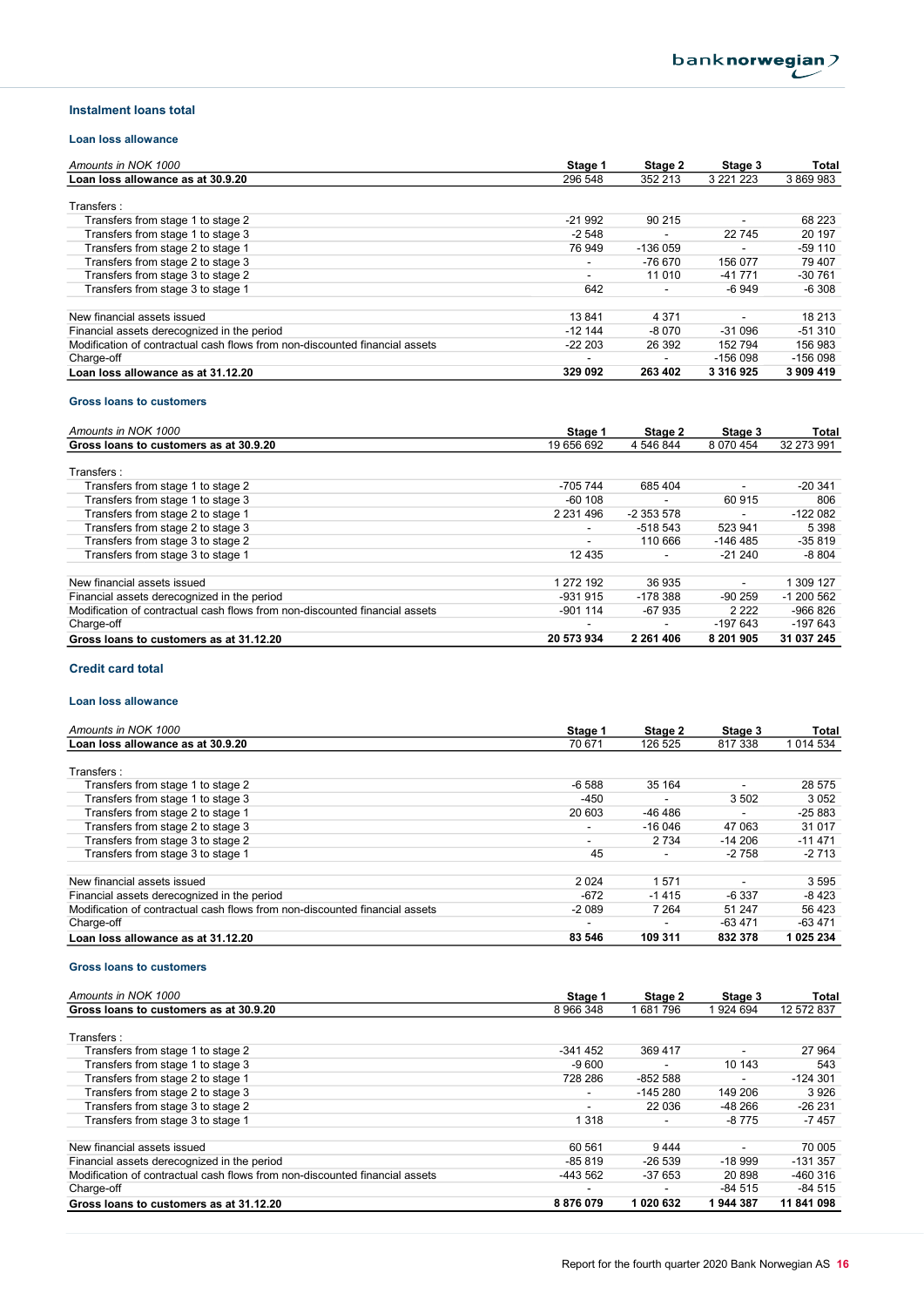## Instalment loans total

### Loan loss allowance

| Amounts in NOK 1000 | Stage 1 | Stage 2 | Stage 3 | Total |
|---|---|---|---|---|
| **Loan loss allowance as at 30.9.20** | 296 548 | 352 213 | 3 221 223 | 3 869 983 |
| Transfers : | | | | |
| Transfers from stage 1 to stage 2 | -21 992 | 90 215 | - | 68 223 |
| Transfers from stage 1 to stage 3 | -2 548 | - | 22 745 | 20 197 |
| Transfers from stage 2 to stage 1 | 76 949 | -136 059 | - | -59 110 |
| Transfers from stage 2 to stage 3 | - | -76 670 | 156 077 | 79 407 |
| Transfers from stage 3 to stage 2 | - | 11 010 | -41 771 | -30 761 |
| Transfers from stage 3 to stage 1 | 642 | - | -6 949 | -6 308 |
| New financial assets issued | 13 841 | 4 371 | - | 18 213 |
| Financial assets derecognized in the period | -12 144 | -8 070 | -31 096 | -51 310 |
| Modification of contractual cash flows from non-discounted financial assets | -22 203 | 26 392 | 152 794 | 156 983 |
| Charge-off | - | - | -156 098 | -156 098 |
| **Loan loss allowance as at 31.12.20** | **329 092** | **263 402** | **3 316 925** | **3 909 419** |

### Gross loans to customers

| Amounts in NOK 1000 | Stage 1 | Stage 2 | Stage 3 | Total |
|---|---|---|---|---|
| **Gross loans to customers as at 30.9.20** | 19 656 692 | 4 546 844 | 8 070 454 | 32 273 991 |
| Transfers : | | | | |
| Transfers from stage 1 to stage 2 | -705 744 | 685 404 | - | -20 341 |
| Transfers from stage 1 to stage 3 | -60 108 | - | 60 915 | 806 |
| Transfers from stage 2 to stage 1 | 2 231 496 | -2 353 578 | - | -122 082 |
| Transfers from stage 2 to stage 3 | - | -518 543 | 523 941 | 5 398 |
| Transfers from stage 3 to stage 2 | - | 110 666 | -146 485 | -35 819 |
| Transfers from stage 3 to stage 1 | 12 435 | - | -21 240 | -8 804 |
| New financial assets issued | 1 272 192 | 36 935 | - | 1 309 127 |
| Financial assets derecognized in the period | -931 915 | -178 388 | -90 259 | -1 200 562 |
| Modification of contractual cash flows from non-discounted financial assets | -901 114 | -67 935 | 2 222 | -966 826 |
| Charge-off | - | - | -197 643 | -197 643 |
| **Gross loans to customers as at 31.12.20** | **20 573 934** | **2 261 406** | **8 201 905** | **31 037 245** |

## Credit card total

### Loan loss allowance

| Amounts in NOK 1000 | Stage 1 | Stage 2 | Stage 3 | Total |
|---|---|---|---|---|
| **Loan loss allowance as at 30.9.20** | 70 671 | 126 525 | 817 338 | 1 014 534 |
| Transfers : | | | | |
| Transfers from stage 1 to stage 2 | -6 588 | 35 164 | - | 28 575 |
| Transfers from stage 1 to stage 3 | -450 | - | 3 502 | 3 052 |
| Transfers from stage 2 to stage 1 | 20 603 | -46 486 | - | -25 883 |
| Transfers from stage 2 to stage 3 | - | -16 046 | 47 063 | 31 017 |
| Transfers from stage 3 to stage 2 | - | 2 734 | -14 206 | -11 471 |
| Transfers from stage 3 to stage 1 | 45 | - | -2 758 | -2 713 |
| New financial assets issued | 2 024 | 1 571 | - | 3 595 |
| Financial assets derecognized in the period | -672 | -1 415 | -6 337 | -8 423 |
| Modification of contractual cash flows from non-discounted financial assets | -2 089 | 7 264 | 51 247 | 56 423 |
| Charge-off | - | - | -63 471 | -63 471 |
| **Loan loss allowance as at 31.12.20** | **83 546** | **109 311** | **832 378** | **1 025 234** |

### Gross loans to customers

| Amounts in NOK 1000 | Stage 1 | Stage 2 | Stage 3 | Total |
|---|---|---|---|---|
| **Gross loans to customers as at 30.9.20** | 8 966 348 | 1 681 796 | 1 924 694 | 12 572 837 |
| Transfers : | | | | |
| Transfers from stage 1 to stage 2 | -341 452 | 369 417 | - | 27 964 |
| Transfers from stage 1 to stage 3 | -9 600 | - | 10 143 | 543 |
| Transfers from stage 2 to stage 1 | 728 286 | -852 588 | - | -124 301 |
| Transfers from stage 2 to stage 3 | - | -145 280 | 149 206 | 3 926 |
| Transfers from stage 3 to stage 2 | - | 22 036 | -48 266 | -26 231 |
| Transfers from stage 3 to stage 1 | 1 318 | - | -8 775 | -7 457 |
| New financial assets issued | 60 561 | 9 444 | - | 70 005 |
| Financial assets derecognized in the period | -85 819 | -26 539 | -18 999 | -131 357 |
| Modification of contractual cash flows from non-discounted financial assets | -443 562 | -37 653 | 20 898 | -460 316 |
| Charge-off | - | - | -84 515 | -84 515 |
| **Gross loans to customers as at 31.12.20** | **8 876 079** | **1 020 632** | **1 944 387** | **11 841 098** |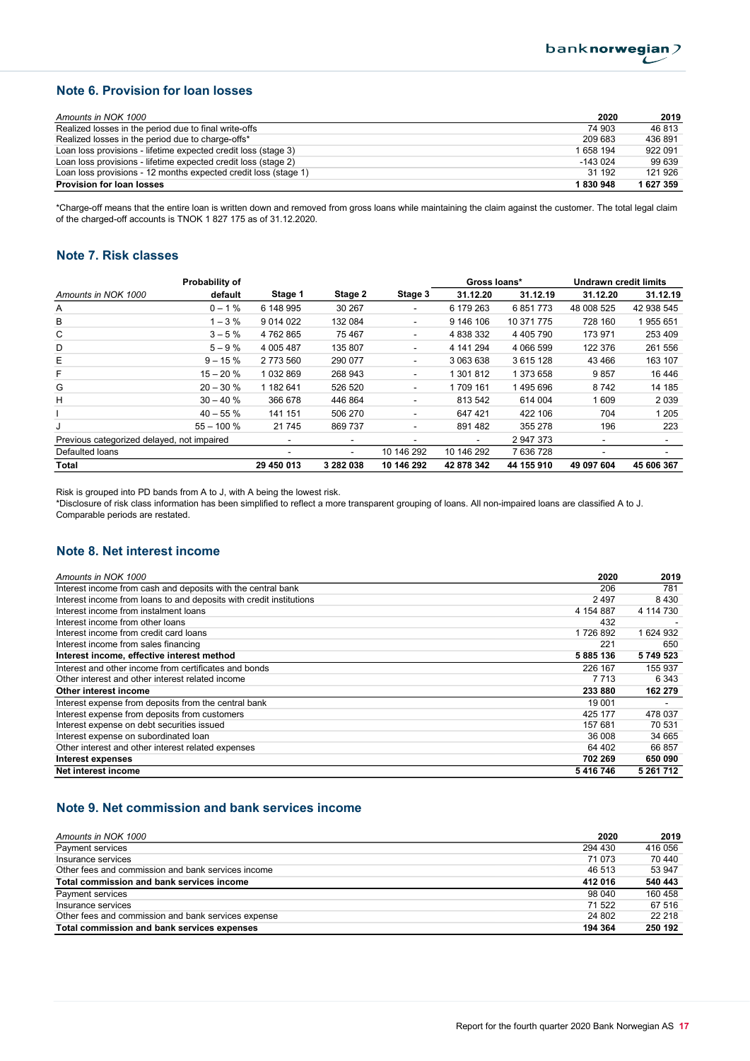## Note 6. Provision for loan losses

| Amounts in NOK 1000 | 2020 | 2019 |
|---|---|---|
| Realized losses in the period due to final write-offs | 74 903 | 46 813 |
| Realized losses in the period due to charge-offs* | 209 683 | 436 891 |
| Loan loss provisions - lifetime expected credit loss (stage 3) | 1 658 194 | 922 091 |
| Loan loss provisions - lifetime expected credit loss (stage 2) | -143 024 | 99 639 |
| Loan loss provisions - 12 months expected credit loss (stage 1) | 31 192 | 121 926 |
| **Provision for loan losses** | **1 830 948** | **1 627 359** |

*Charge-off means that the entire loan is written down and removed from gross loans while maintaining the claim against the customer. The total legal claim of the charged-off accounts is TNOK 1 827 175 as of 31.12.2020.

## Note 7. Risk classes

| | Probability of | | | | Gross loans* | | Undrawn credit limits | |
|---|---|---|---|---|---|---|---|---|
| Amounts in NOK 1000 | default | Stage 1 | Stage 2 | Stage 3 | 31.12.20 | 31.12.19 | 31.12.20 | 31.12.19 |
| A | 0 – 1 % | 6 148 995 | 30 267 | - | 6 179 263 | 6 851 773 | 48 008 525 | 42 938 545 |
| B | 1 – 3 % | 9 014 022 | 132 084 | - | 9 146 106 | 10 371 775 | 728 160 | 1 955 651 |
| C | 3 – 5 % | 4 762 865 | 75 467 | - | 4 838 332 | 4 405 790 | 173 971 | 253 409 |
| D | 5 – 9 % | 4 005 487 | 135 807 | - | 4 141 294 | 4 066 599 | 122 376 | 261 556 |
| E | 9 – 15 % | 2 773 560 | 290 077 | - | 3 063 638 | 3 615 128 | 43 466 | 163 107 |
| F | 15 – 20 % | 1 032 869 | 268 943 | - | 1 301 812 | 1 373 658 | 9 857 | 16 446 |
| G | 20 – 30 % | 1 182 641 | 526 520 | - | 1 709 161 | 1 495 696 | 8 742 | 14 185 |
| H | 30 – 40 % | 366 678 | 446 864 | - | 813 542 | 614 004 | 1 609 | 2 039 |
| I | 40 – 55 % | 141 151 | 506 270 | - | 647 421 | 422 106 | 704 | 1 205 |
| J | 55 – 100 % | 21 745 | 869 737 | - | 891 482 | 355 278 | 196 | 223 |
| Previous categorized delayed, not impaired | | - | - | - | - | 2 947 373 | - | - |
| Defaulted loans | | - | - | 10 146 292 | 10 146 292 | 7 636 728 | - | - |
| **Total** | | **29 450 013** | **3 282 038** | **10 146 292** | **42 878 342** | **44 155 910** | **49 097 604** | **45 606 367** |

Risk is grouped into PD bands from A to J, with A being the lowest risk.
*Disclosure of risk class information has been simplified to reflect a more transparent grouping of loans. All non-impaired loans are classified A to J. Comparable periods are restated.

## Note 8. Net interest income

| Amounts in NOK 1000 | 2020 | 2019 |
|---|---|---|
| Interest income from cash and deposits with the central bank | 206 | 781 |
| Interest income from loans to and deposits with credit institutions | 2 497 | 8 430 |
| Interest income from instalment loans | 4 154 887 | 4 114 730 |
| Interest income from other loans | 432 | - |
| Interest income from credit card loans | 1 726 892 | 1 624 932 |
| Interest income from sales financing | 221 | 650 |
| **Interest income, effective interest method** | **5 885 136** | **5 749 523** |
| Interest and other income from certificates and bonds | 226 167 | 155 937 |
| Other interest and other interest related income | 7 713 | 6 343 |
| **Other interest income** | **233 880** | **162 279** |
| Interest expense from deposits from the central bank | 19 001 | - |
| Interest expense from deposits from customers | 425 177 | 478 037 |
| Interest expense on debt securities issued | 157 681 | 70 531 |
| Interest expense on subordinated loan | 36 008 | 34 665 |
| Other interest and other interest related expenses | 64 402 | 66 857 |
| **Interest expenses** | **702 269** | **650 090** |
| **Net interest income** | **5 416 746** | **5 261 712** |

## Note 9. Net commission and bank services income

| Amounts in NOK 1000 | 2020 | 2019 |
|---|---|---|
| Payment services | 294 430 | 416 056 |
| Insurance services | 71 073 | 70 440 |
| Other fees and commission and bank services income | 46 513 | 53 947 |
| **Total commission and bank services income** | **412 016** | **540 443** |
| Payment services | 98 040 | 160 458 |
| Insurance services | 71 522 | 67 516 |
| Other fees and commission and bank services expense | 24 802 | 22 218 |
| **Total commission and bank services expenses** | **194 364** | **250 192** |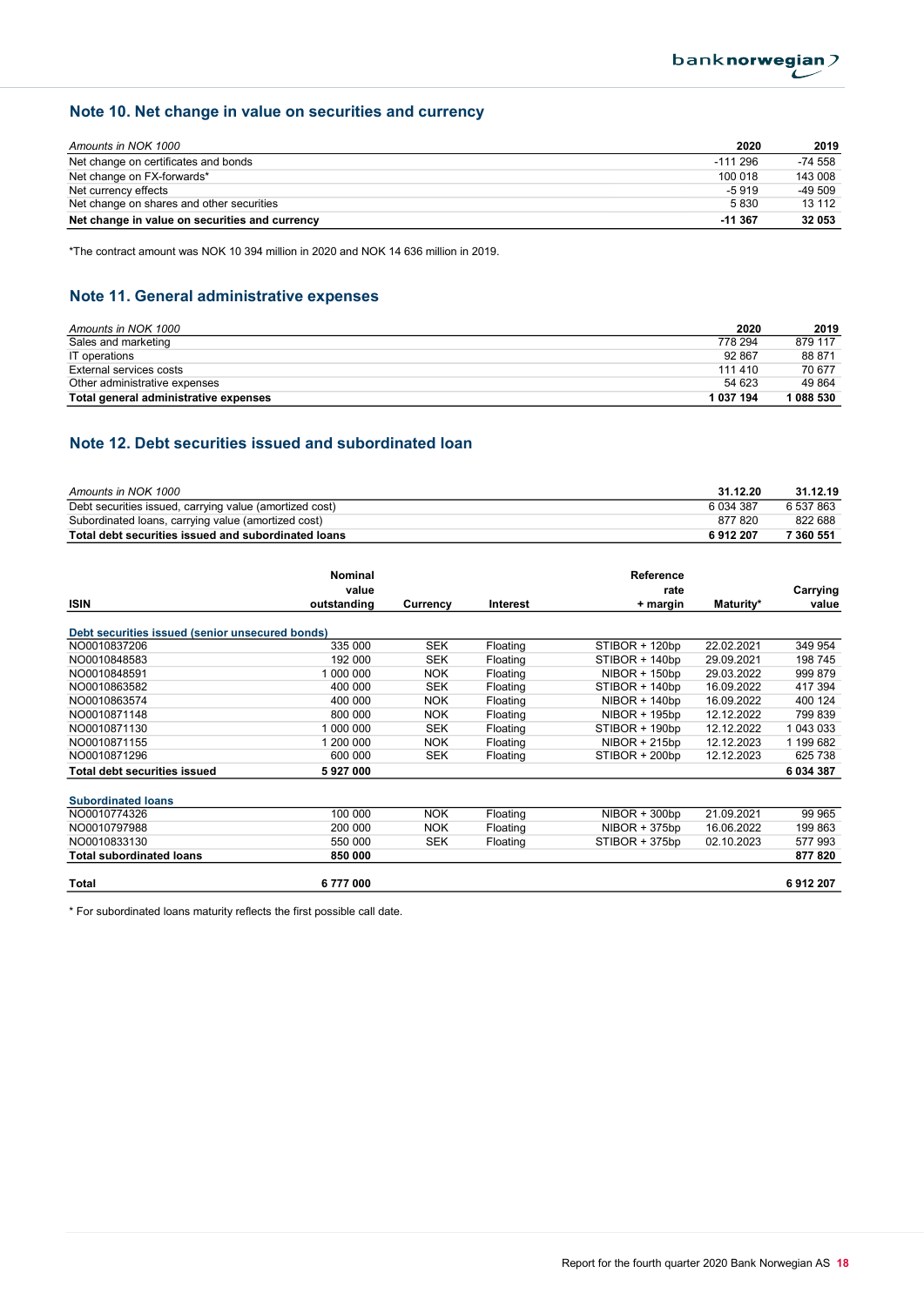## Note 10. Net change in value on securities and currency

| *Amounts in NOK 1000* | 2020 | 2019 |
|---|---|---|
| Net change on certificates and bonds | -111 296 | -74 558 |
| Net change on FX-forwards* | 100 018 | 143 008 |
| Net currency effects | -5 919 | -49 509 |
| Net change on shares and other securities | 5 830 | 13 112 |
| **Net change in value on securities and currency** | **-11 367** | **32 053** |

*The contract amount was NOK 10 394 million in 2020 and NOK 14 636 million in 2019.

## Note 11. General administrative expenses

| *Amounts in NOK 1000* | 2020 | 2019 |
|---|---|---|
| Sales and marketing | 778 294 | 879 117 |
| IT operations | 92 867 | 88 871 |
| External services costs | 111 410 | 70 677 |
| Other administrative expenses | 54 623 | 49 864 |
| **Total general administrative expenses** | **1 037 194** | **1 088 530** |

## Note 12. Debt securities issued and subordinated loan

| *Amounts in NOK 1000* | 31.12.20 | 31.12.19 |
|---|---|---|
| Debt securities issued, carrying value (amortized cost) | 6 034 387 | 6 537 863 |
| Subordinated loans, carrying value (amortized cost) | 877 820 | 822 688 |
| **Total debt securities issued and subordinated loans** | **6 912 207** | **7 360 551** |

| ISIN | Nominal value outstanding | Currency | Interest | Reference rate + margin | Maturity* | Carrying value |
|---|---|---|---|---|---|---|
| **Debt securities issued (senior unsecured bonds)** | | | | | | |
| NO0010837206 | 335 000 | SEK | Floating | STIBOR + 120bp | 22.02.2021 | 349 954 |
| NO0010848583 | 192 000 | SEK | Floating | STIBOR + 140bp | 29.09.2021 | 198 745 |
| NO0010848591 | 1 000 000 | NOK | Floating | NIBOR + 150bp | 29.03.2022 | 999 879 |
| NO0010863582 | 400 000 | SEK | Floating | STIBOR + 140bp | 16.09.2022 | 417 394 |
| NO0010863574 | 400 000 | NOK | Floating | NIBOR + 140bp | 16.09.2022 | 400 124 |
| NO0010871148 | 800 000 | NOK | Floating | NIBOR + 195bp | 12.12.2022 | 799 839 |
| NO0010871130 | 1 000 000 | SEK | Floating | STIBOR + 190bp | 12.12.2022 | 1 043 033 |
| NO0010871155 | 1 200 000 | NOK | Floating | NIBOR + 215bp | 12.12.2023 | 1 199 682 |
| NO0010871296 | 600 000 | SEK | Floating | STIBOR + 200bp | 12.12.2023 | 625 738 |
| **Total debt securities issued** | **5 927 000** | | | | | **6 034 387** |
| **Subordinated loans** | | | | | | |
| NO0010774326 | 100 000 | NOK | Floating | NIBOR + 300bp | 21.09.2021 | 99 965 |
| NO0010797988 | 200 000 | NOK | Floating | NIBOR + 375bp | 16.06.2022 | 199 863 |
| NO0010833130 | 550 000 | SEK | Floating | STIBOR + 375bp | 02.10.2023 | 577 993 |
| **Total subordinated loans** | **850 000** | | | | | **877 820** |
| **Total** | **6 777 000** | | | | | **6 912 207** |

\* For subordinated loans maturity reflects the first possible call date.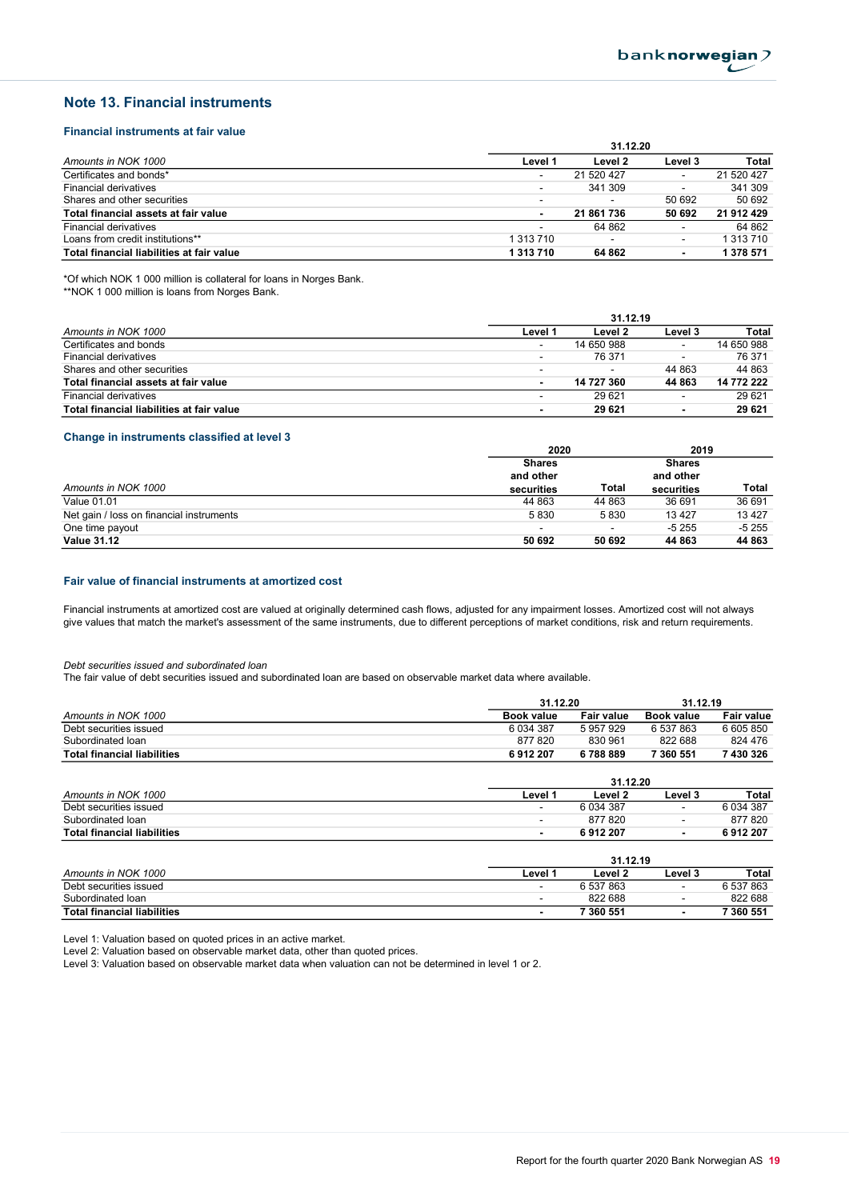## Note 13. Financial instruments

### Financial instruments at fair value

| Amounts in NOK 1000 | 31.12.20 Level 1 | Level 2 | Level 3 | Total |
|---|---|---|---|---|
| Certificates and bonds* | - | 21 520 427 | - | 21 520 427 |
| Financial derivatives | - | 341 309 | - | 341 309 |
| Shares and other securities | - | - | 50 692 | 50 692 |
| **Total financial assets at fair value** | **-** | **21 861 736** | **50 692** | **21 912 429** |
| Financial derivatives | - | 64 862 | - | 64 862 |
| Loans from credit institutions** | 1 313 710 | - | - | 1 313 710 |
| **Total financial liabilities at fair value** | **1 313 710** | **64 862** | **-** | **1 378 571** |

*Of which NOK 1 000 million is collateral for loans in Norges Bank.
**NOK 1 000 million is loans from Norges Bank.

| Amounts in NOK 1000 | 31.12.19 Level 1 | Level 2 | Level 3 | Total |
|---|---|---|---|---|
| Certificates and bonds | - | 14 650 988 | - | 14 650 988 |
| Financial derivatives | - | 76 371 | - | 76 371 |
| Shares and other securities | - | - | 44 863 | 44 863 |
| **Total financial assets at fair value** | **-** | **14 727 360** | **44 863** | **14 772 222** |
| Financial derivatives | - | 29 621 | - | 29 621 |
| **Total financial liabilities at fair value** | **-** | **29 621** | **-** | **29 621** |

### Change in instruments classified at level 3

| | 2020 | | 2019 | |
|---|---|---|---|---|
| Amounts in NOK 1000 | Shares and other securities | Total | Shares and other securities | Total |
| Value 01.01 | 44 863 | 44 863 | 36 691 | 36 691 |
| Net gain / loss on financial instruments | 5 830 | 5 830 | 13 427 | 13 427 |
| One time payout | - | - | -5 255 | -5 255 |
| **Value 31.12** | **50 692** | **50 692** | **44 863** | **44 863** |

### Fair value of financial instruments at amortized cost

Financial instruments at amortized cost are valued at originally determined cash flows, adjusted for any impairment losses. Amortized cost will not always give values that match the market's assessment of the same instruments, due to different perceptions of market conditions, risk and return requirements.

*Debt securities issued and subordinated loan*
The fair value of debt securities issued and subordinated loan are based on observable market data where available.

| | 31.12.20 | | 31.12.19 | |
|---|---|---|---|---|
| Amounts in NOK 1000 | Book value | Fair value | Book value | Fair value |
| Debt securities issued | 6 034 387 | 5 957 929 | 6 537 863 | 6 605 850 |
| Subordinated loan | 877 820 | 830 961 | 822 688 | 824 476 |
| **Total financial liabilities** | **6 912 207** | **6 788 889** | **7 360 551** | **7 430 326** |

| Amounts in NOK 1000 | 31.12.20 Level 1 | Level 2 | Level 3 | Total |
|---|---|---|---|---|
| Debt securities issued | - | 6 034 387 | - | 6 034 387 |
| Subordinated loan | - | 877 820 | - | 877 820 |
| **Total financial liabilities** | **-** | **6 912 207** | **-** | **6 912 207** |

| Amounts in NOK 1000 | 31.12.19 Level 1 | Level 2 | Level 3 | Total |
|---|---|---|---|---|
| Debt securities issued | - | 6 537 863 | - | 6 537 863 |
| Subordinated loan | - | 822 688 | - | 822 688 |
| **Total financial liabilities** | **-** | **7 360 551** | **-** | **7 360 551** |

Level 1: Valuation based on quoted prices in an active market.
Level 2: Valuation based on observable market data, other than quoted prices.
Level 3: Valuation based on observable market data when valuation can not be determined in level 1 or 2.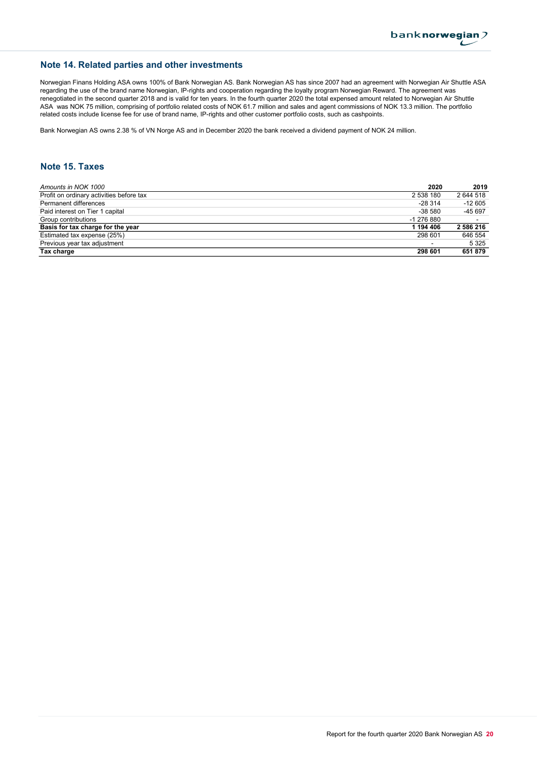## Note 14. Related parties and other investments

Norwegian Finans Holding ASA owns 100% of Bank Norwegian AS. Bank Norwegian AS has since 2007 had an agreement with Norwegian Air Shuttle ASA regarding the use of the brand name Norwegian, IP-rights and cooperation regarding the loyalty program Norwegian Reward. The agreement was renegotiated in the second quarter 2018 and is valid for ten years. In the fourth quarter 2020 the total expensed amount related to Norwegian Air Shuttle ASA was NOK 75 million, comprising of portfolio related costs of NOK 61.7 million and sales and agent commissions of NOK 13.3 million. The portfolio related costs include license fee for use of brand name, IP-rights and other customer portfolio costs, such as cashpoints.

Bank Norwegian AS owns 2.38 % of VN Norge AS and in December 2020 the bank received a dividend payment of NOK 24 million.

## Note 15. Taxes

| *Amounts in NOK 1000* | **2020** | **2019** |
|---|---|---|
| Profit on ordinary activities before tax | 2 538 180 | 2 644 518 |
| Permanent differences | -28 314 | -12 605 |
| Paid interest on Tier 1 capital | -38 580 | -45 697 |
| Group contributions | -1 276 880 | - |
| **Basis for tax charge for the year** | **1 194 406** | **2 586 216** |
| Estimated tax expense (25%) | 298 601 | 646 554 |
| Previous year tax adjustment | - | 5 325 |
| **Tax charge** | **298 601** | **651 879** |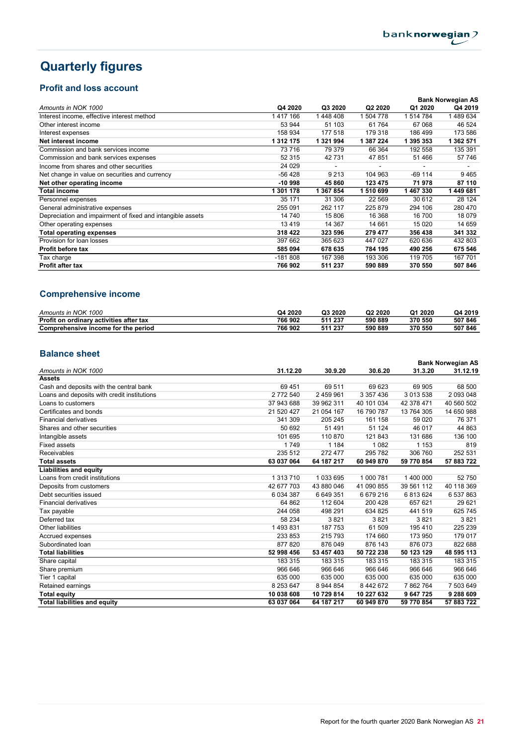# Quarterly figures

## Profit and loss account

| Amounts in NOK 1000 | Q4 2020 | Q3 2020 | Q2 2020 | Q1 2020 | Bank Norwegian AS<br>Q4 2019 |
|---|---|---|---|---|---|
| Interest income, effective interest method | 1 417 166 | 1 448 408 | 1 504 778 | 1 514 784 | 1 489 634 |
| Other interest income | 53 944 | 51 103 | 61 764 | 67 068 | 46 524 |
| Interest expenses | 158 934 | 177 518 | 179 318 | 186 499 | 173 586 |
| **Net interest income** | **1 312 175** | **1 321 994** | **1 387 224** | **1 395 353** | **1 362 571** |
| Commission and bank services income | 73 716 | 79 379 | 66 364 | 192 558 | 135 391 |
| Commission and bank services expenses | 52 315 | 42 731 | 47 851 | 51 466 | 57 746 |
| Income from shares and other securities | 24 029 | - | - | - | - |
| Net change in value on securities and currency | -56 428 | 9 213 | 104 963 | -69 114 | 9 465 |
| **Net other operating income** | **-10 998** | **45 860** | **123 475** | **71 978** | **87 110** |
| **Total income** | **1 301 178** | **1 367 854** | **1 510 699** | **1 467 330** | **1 449 681** |
| Personnel expenses | 35 171 | 31 306 | 22 569 | 30 612 | 28 124 |
| General administrative expenses | 255 091 | 262 117 | 225 879 | 294 106 | 280 470 |
| Depreciation and impairment of fixed and intangible assets | 14 740 | 15 806 | 16 368 | 16 700 | 18 079 |
| Other operating expenses | 13 419 | 14 367 | 14 661 | 15 020 | 14 659 |
| **Total operating expenses** | **318 422** | **323 596** | **279 477** | **356 438** | **341 332** |
| Provision for loan losses | 397 662 | 365 623 | 447 027 | 620 636 | 432 803 |
| **Profit before tax** | **585 094** | **678 635** | **784 195** | **490 256** | **675 546** |
| Tax charge | -181 808 | 167 398 | 193 306 | 119 705 | 167 701 |
| **Profit after tax** | **766 902** | **511 237** | **590 889** | **370 550** | **507 846** |

## Comprehensive income

| Amounts in NOK 1000 | Q4 2020 | Q3 2020 | Q2 2020 | Q1 2020 | Q4 2019 |
|---|---|---|---|---|---|
| **Profit on ordinary activities after tax** | **766 902** | **511 237** | **590 889** | **370 550** | **507 846** |
| **Comprehensive income for the period** | **766 902** | **511 237** | **590 889** | **370 550** | **507 846** |

## Balance sheet

| Amounts in NOK 1000 | 31.12.20 | 30.9.20 | 30.6.20 | 31.3.20 | Bank Norwegian AS<br>31.12.19 |
|---|---|---|---|---|---|
| **Assets** | | | | | |
| Cash and deposits with the central bank | 69 451 | 69 511 | 69 623 | 69 905 | 68 500 |
| Loans and deposits with credit institutions | 2 772 540 | 2 459 961 | 3 357 436 | 3 013 538 | 2 093 048 |
| Loans to customers | 37 943 688 | 39 962 311 | 40 101 034 | 42 378 471 | 40 560 502 |
| Certificates and bonds | 21 520 427 | 21 054 167 | 16 790 787 | 13 764 305 | 14 650 988 |
| Financial derivatives | 341 309 | 205 245 | 161 158 | 59 020 | 76 371 |
| Shares and other securities | 50 692 | 51 491 | 51 124 | 46 017 | 44 863 |
| Intangible assets | 101 695 | 110 870 | 121 843 | 131 686 | 136 100 |
| Fixed assets | 1 749 | 1 184 | 1 082 | 1 153 | 819 |
| Receivables | 235 512 | 272 477 | 295 782 | 306 760 | 252 531 |
| **Total assets** | **63 037 064** | **64 187 217** | **60 949 870** | **59 770 854** | **57 883 722** |
| **Liabilities and equity** | | | | | |
| Loans from credit institutions | 1 313 710 | 1 033 695 | 1 000 781 | 1 400 000 | 52 750 |
| Deposits from customers | 42 677 703 | 43 880 046 | 41 090 855 | 39 561 112 | 40 118 369 |
| Debt securities issued | 6 034 387 | 6 649 351 | 6 679 216 | 6 813 624 | 6 537 863 |
| Financial derivatives | 64 862 | 112 604 | 200 428 | 657 621 | 29 621 |
| Tax payable | 244 058 | 498 291 | 634 825 | 441 519 | 625 745 |
| Deferred tax | 58 234 | 3 821 | 3 821 | 3 821 | 3 821 |
| Other liabilities | 1 493 831 | 187 753 | 61 509 | 195 410 | 225 239 |
| Accrued expenses | 233 853 | 215 793 | 174 660 | 173 950 | 179 017 |
| Subordinated loan | 877 820 | 876 049 | 876 143 | 876 073 | 822 688 |
| **Total liabilities** | **52 998 456** | **53 457 403** | **50 722 238** | **50 123 129** | **48 595 113** |
| Share capital | 183 315 | 183 315 | 183 315 | 183 315 | 183 315 |
| Share premium | 966 646 | 966 646 | 966 646 | 966 646 | 966 646 |
| Tier 1 capital | 635 000 | 635 000 | 635 000 | 635 000 | 635 000 |
| Retained earnings | 8 253 647 | 8 944 854 | 8 442 672 | 7 862 764 | 7 503 649 |
| **Total equity** | **10 038 608** | **10 729 814** | **10 227 632** | **9 647 725** | **9 288 609** |
| **Total liabilities and equity** | **63 037 064** | **64 187 217** | **60 949 870** | **59 770 854** | **57 883 722** |